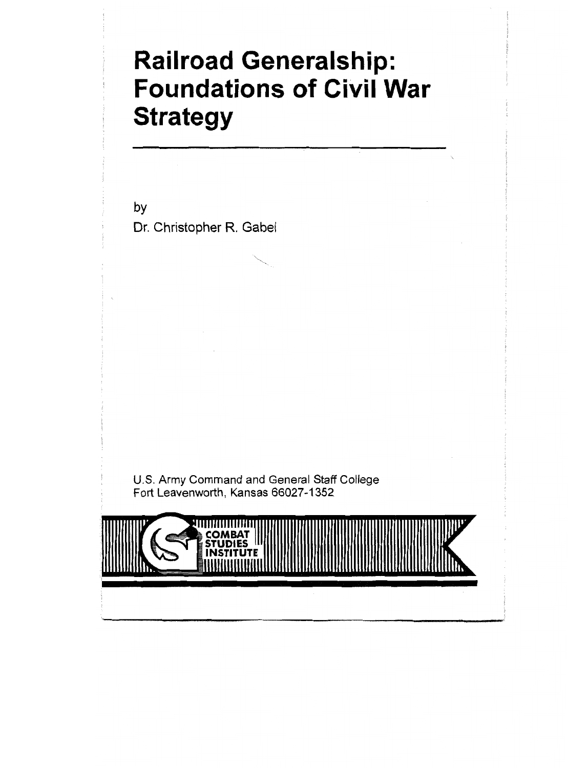# Railroad Generalship: Foundations of Civil War Strategy

by

Dr. Christopher R. Gabel

U.S. Army Command and General Staff College
Fort Leavenworth, Kansas 66027-1352

COMBAT STUDIES INSTITUTE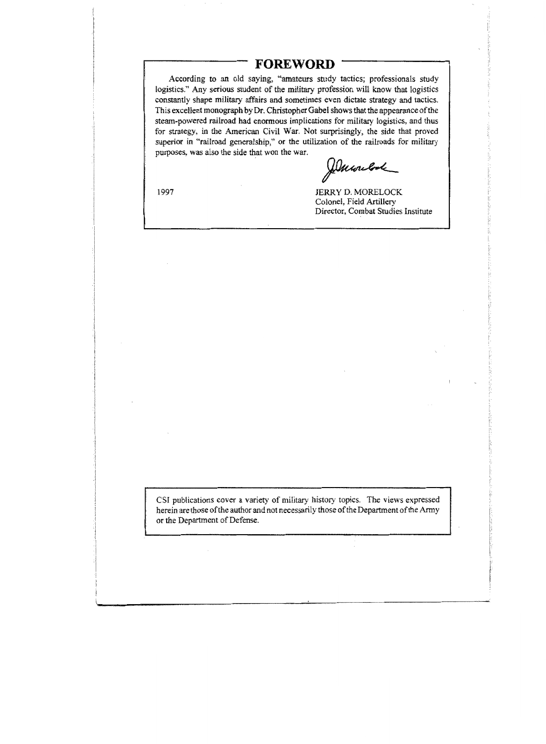## FOREWORD

According to an old saying, "amateurs study tactics; professionals study logistics." Any serious student of the military profession will know that logistics constantly shape military affairs and sometimes even dictate strategy and tactics. This excellent monograph by Dr. Christopher Gabel shows that the appearance of the steam-powered railroad had enormous implications for military logistics, and thus for strategy, in the American Civil War. Not surprisingly, the side that proved superior in "railroad generalship," or the utilization of the railroads for military purposes, was also the side that won the war.

1997

JERRY D. MORELOCK
Colonel, Field Artillery
Director, Combat Studies Insitute

CSI publications cover a variety of military history topics. The views expressed herein are those of the author and not necessarily those of the Department of the Army or the Department of Defense.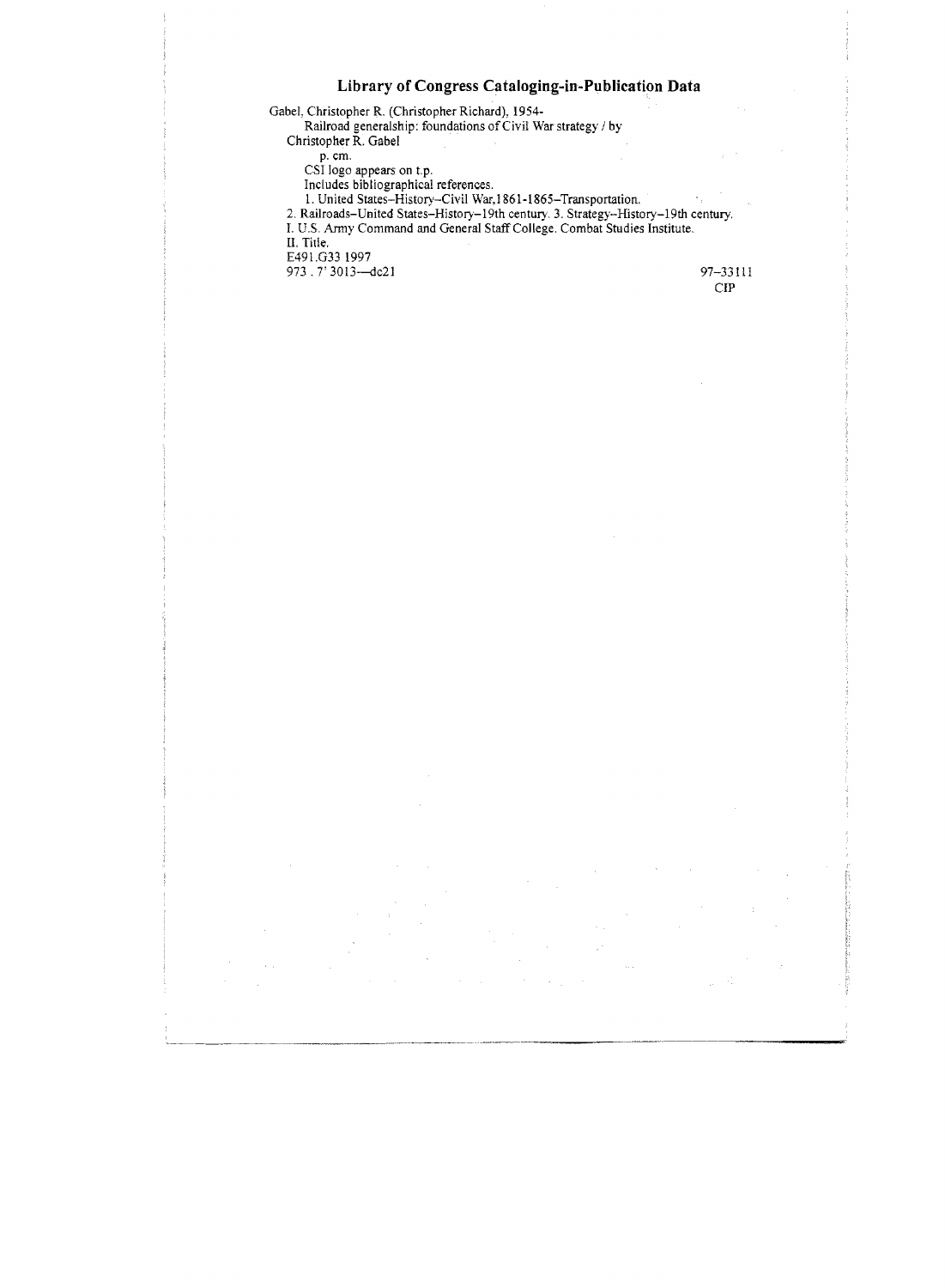## Library of Congress Cataloging-in-Publication Data

Gabel, Christopher R. (Christopher Richard), 1954-

Railroad generalship: foundations of Civil War strategy / by

Christopher R. Gabel

p. cm.

CSI logo appears on t.p.

Includes bibliographical references.

1. United States–History–Civil War,1861-1865–Transportation.

2. Railroads–United States–History–19th century. 3. Strategy–History–19th century.

I. U.S. Army Command and General Staff College. Combat Studies Institute.

II. Title.

E491.G33 1997

973 . 7' 3013—dc21

97–33111

CIP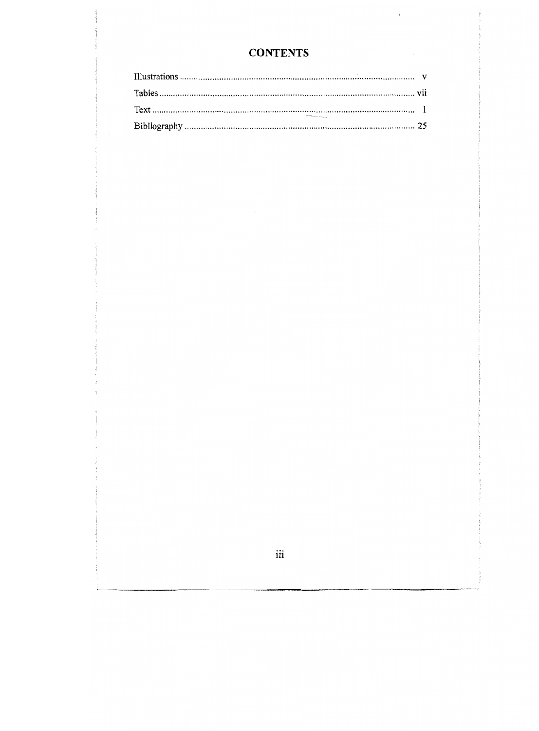# CONTENTS

| | |
|---|---|
| Illustrations | v |
| Tables | vii |
| Text | 1 |
| Bibliography | 25 |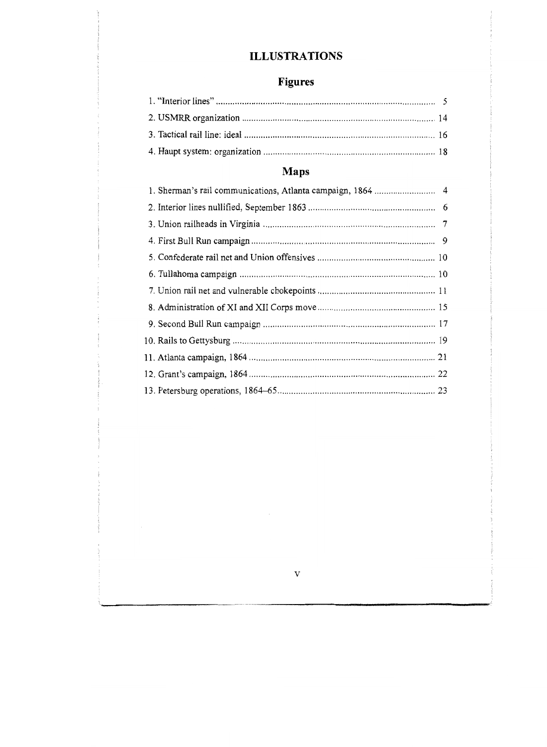# ILLUSTRATIONS

## Figures

1. "Interior lines" ........................................ 5
2. USMRR organization ........................................ 14
3. Tactical rail line: ideal ........................................ 16
4. Haupt system: organization ........................................ 18

## Maps

1. Sherman's rail communications, Atlanta campaign, 1864 ........................................ 4
2. Interior lines nullified, September 1863 ........................................ 6
3. Union railheads in Virginia ........................................ 7
4. First Bull Run campaign ........................................ 9
5. Confederate rail net and Union offensives ........................................ 10
6. Tullahoma campaign ........................................ 10
7. Union rail net and vulnerable chokepoints ........................................ 11
8. Administration of XI and XII Corps move ........................................ 15
9. Second Bull Run campaign ........................................ 17
10. Rails to Gettysburg ........................................ 19
11. Atlanta campaign, 1864 ........................................ 21
12. Grant's campaign, 1864 ........................................ 22
13. Petersburg operations, 1864–65 ........................................ 23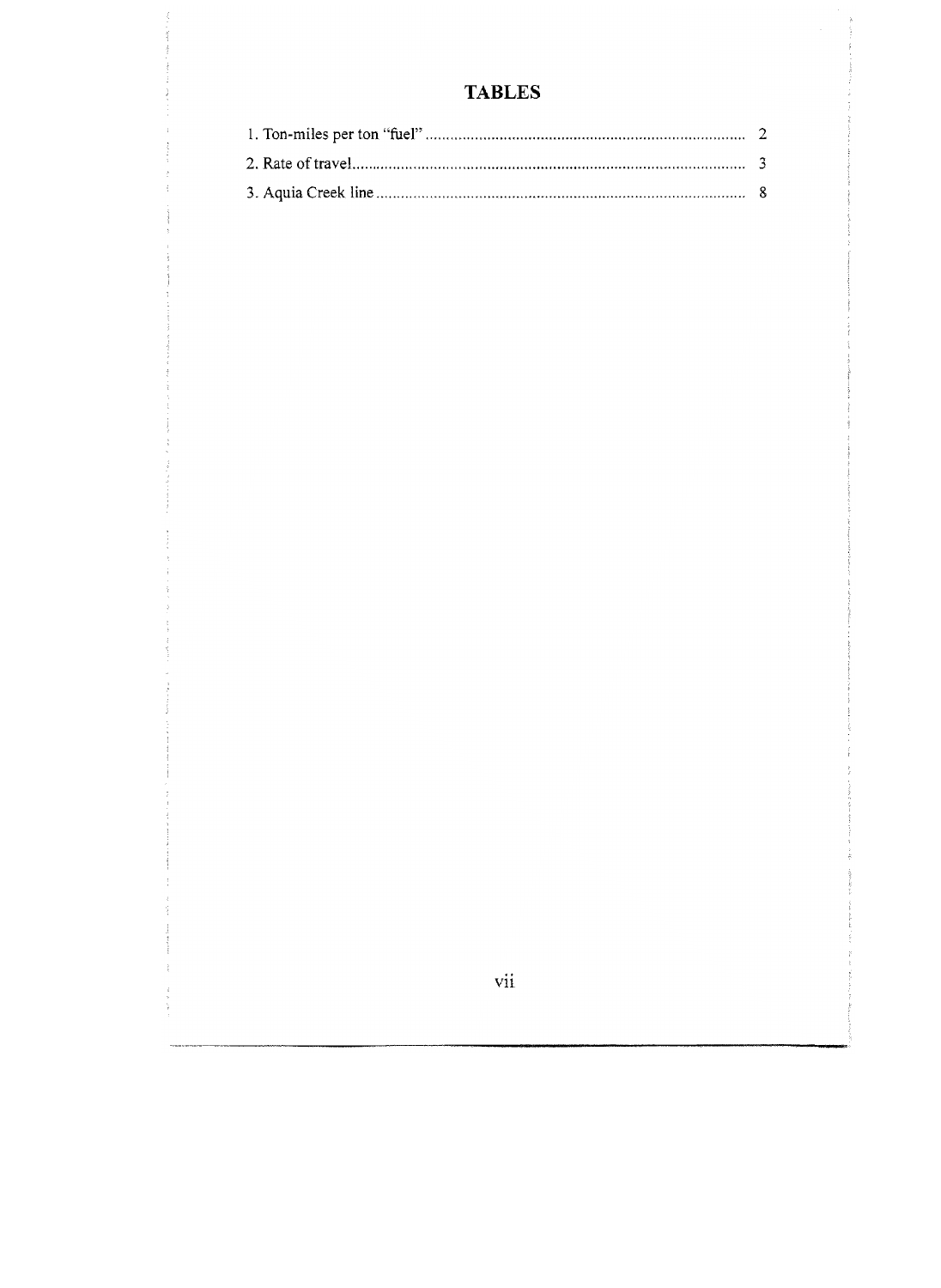# TABLES

1. Ton-miles per ton "fuel" .......... 2
2. Rate of travel .......... 3
3. Aquia Creek line .......... 8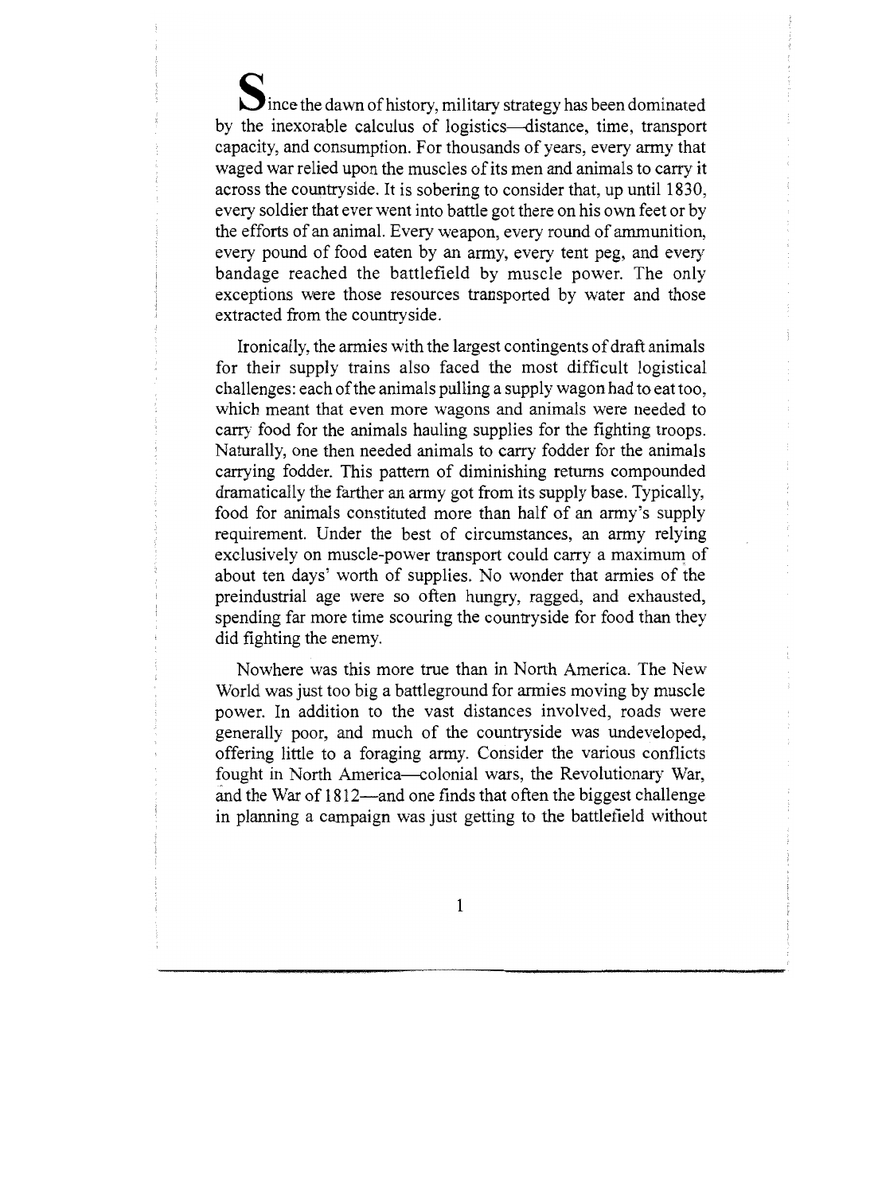Since the dawn of history, military strategy has been dominated by the inexorable calculus of logistics—distance, time, transport capacity, and consumption. For thousands of years, every army that waged war relied upon the muscles of its men and animals to carry it across the countryside. It is sobering to consider that, up until 1830, every soldier that ever went into battle got there on his own feet or by the efforts of an animal. Every weapon, every round of ammunition, every pound of food eaten by an army, every tent peg, and every bandage reached the battlefield by muscle power. The only exceptions were those resources transported by water and those extracted from the countryside.

Ironically, the armies with the largest contingents of draft animals for their supply trains also faced the most difficult logistical challenges: each of the animals pulling a supply wagon had to eat too, which meant that even more wagons and animals were needed to carry food for the animals hauling supplies for the fighting troops. Naturally, one then needed animals to carry fodder for the animals carrying fodder. This pattern of diminishing returns compounded dramatically the farther an army got from its supply base. Typically, food for animals constituted more than half of an army's supply requirement. Under the best of circumstances, an army relying exclusively on muscle-power transport could carry a maximum of about ten days' worth of supplies. No wonder that armies of the preindustrial age were so often hungry, ragged, and exhausted, spending far more time scouring the countryside for food than they did fighting the enemy.

Nowhere was this more true than in North America. The New World was just too big a battleground for armies moving by muscle power. In addition to the vast distances involved, roads were generally poor, and much of the countryside was undeveloped, offering little to a foraging army. Consider the various conflicts fought in North America—colonial wars, the Revolutionary War, and the War of 1812—and one finds that often the biggest challenge in planning a campaign was just getting to the battlefield without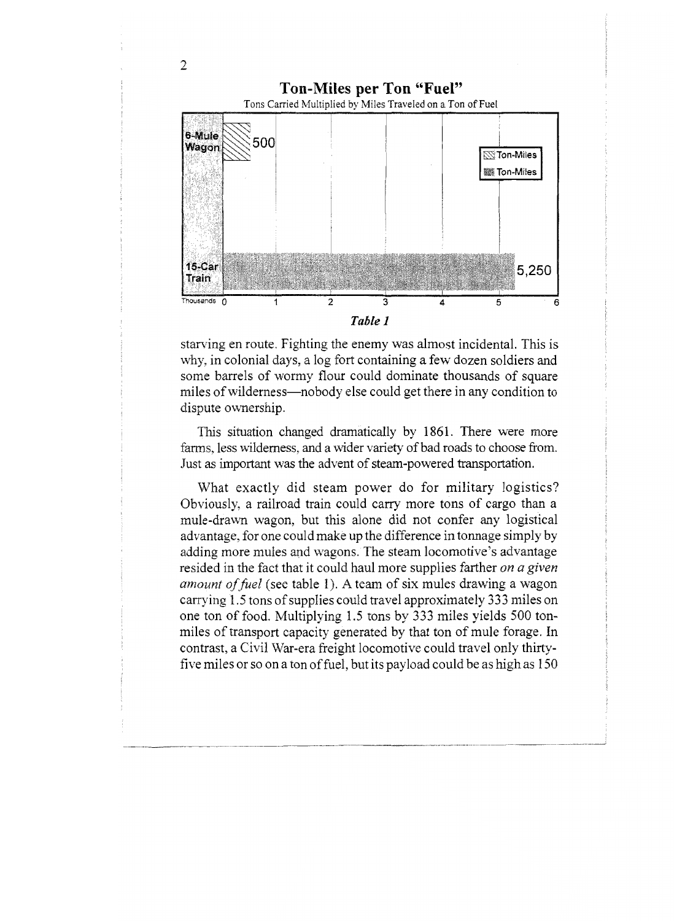**Ton-Miles per Ton "Fuel"**

Tons Carried Multiplied by Miles Traveled on a Ton of Fuel

| | Ton-Miles |
|---|---|
| 6-Mule Wagon | 500 |
| 15-Car Train | 5,250 |

*Table 1*

starving en route. Fighting the enemy was almost incidental. This is why, in colonial days, a log fort containing a few dozen soldiers and some barrels of wormy flour could dominate thousands of square miles of wilderness—nobody else could get there in any condition to dispute ownership.

This situation changed dramatically by 1861. There were more farms, less wilderness, and a wider variety of bad roads to choose from. Just as important was the advent of steam-powered transportation.

What exactly did steam power do for military logistics? Obviously, a railroad train could carry more tons of cargo than a mule-drawn wagon, but this alone did not confer any logistical advantage, for one could make up the difference in tonnage simply by adding more mules and wagons. The steam locomotive's advantage resided in the fact that it could haul more supplies farther *on a given amount of fuel* (see table 1). A team of six mules drawing a wagon carrying 1.5 tons of supplies could travel approximately 333 miles on one ton of food. Multiplying 1.5 tons by 333 miles yields 500 ton-miles of transport capacity generated by that ton of mule forage. In contrast, a Civil War-era freight locomotive could travel only thirty-five miles or so on a ton of fuel, but its payload could be as high as 150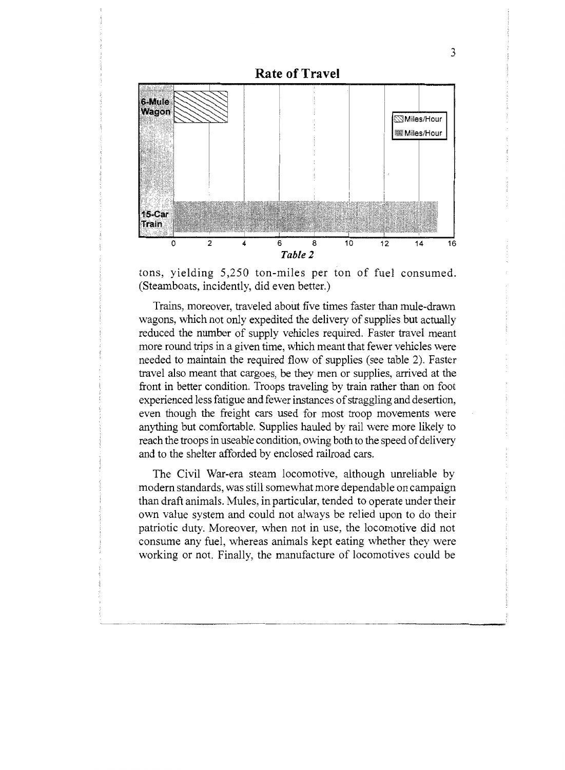**Rate of Travel**

| | Miles/Hour |
|---|---|
| 6-Mule Wagon | 3 |
| 15-Car Train | 15.25 |

*Table 2*

tons, yielding 5,250 ton-miles per ton of fuel consumed. (Steamboats, incidently, did even better.)

Trains, moreover, traveled about five times faster than mule-drawn wagons, which not only expedited the delivery of supplies but actually reduced the number of supply vehicles required. Faster travel meant more round trips in a given time, which meant that fewer vehicles were needed to maintain the required flow of supplies (see table 2). Faster travel also meant that cargoes, be they men or supplies, arrived at the front in better condition. Troops traveling by train rather than on foot experienced less fatigue and fewer instances of straggling and desertion, even though the freight cars used for most troop movements were anything but comfortable. Supplies hauled by rail were more likely to reach the troops in useable condition, owing both to the speed of delivery and to the shelter afforded by enclosed railroad cars.

The Civil War-era steam locomotive, although unreliable by modern standards, was still somewhat more dependable on campaign than draft animals. Mules, in particular, tended to operate under their own value system and could not always be relied upon to do their patriotic duty. Moreover, when not in use, the locomotive did not consume any fuel, whereas animals kept eating whether they were working or not. Finally, the manufacture of locomotives could be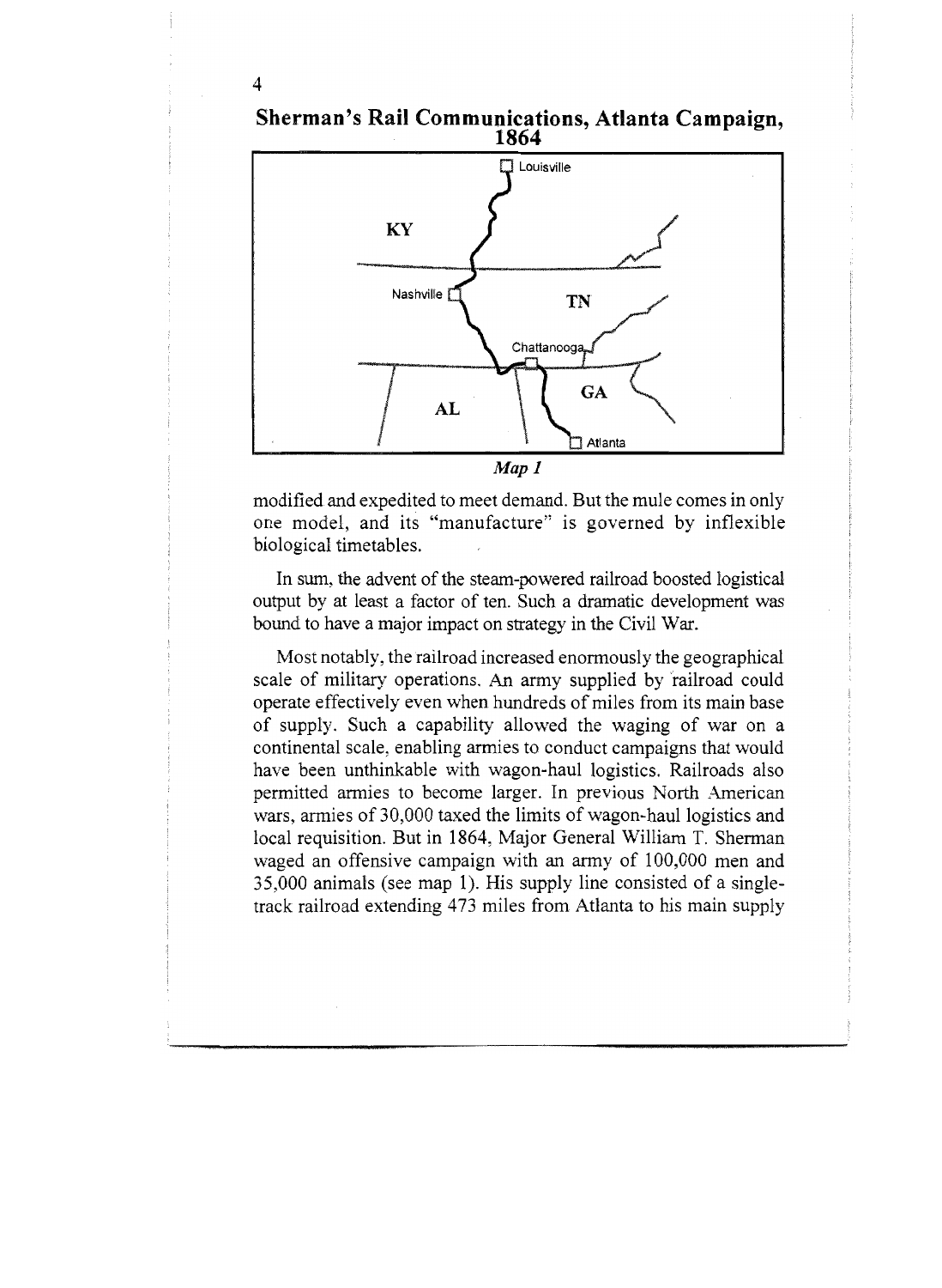## Sherman's Rail Communications, Atlanta Campaign, 1864

*Map 1*

modified and expedited to meet demand. But the mule comes in only one model, and its "manufacture" is governed by inflexible biological timetables.

In sum, the advent of the steam-powered railroad boosted logistical output by at least a factor of ten. Such a dramatic development was bound to have a major impact on strategy in the Civil War.

Most notably, the railroad increased enormously the geographical scale of military operations. An army supplied by railroad could operate effectively even when hundreds of miles from its main base of supply. Such a capability allowed the waging of war on a continental scale, enabling armies to conduct campaigns that would have been unthinkable with wagon-haul logistics. Railroads also permitted armies to become larger. In previous North American wars, armies of 30,000 taxed the limits of wagon-haul logistics and local requisition. But in 1864, Major General William T. Sherman waged an offensive campaign with an army of 100,000 men and 35,000 animals (see map 1). His supply line consisted of a single-track railroad extending 473 miles from Atlanta to his main supply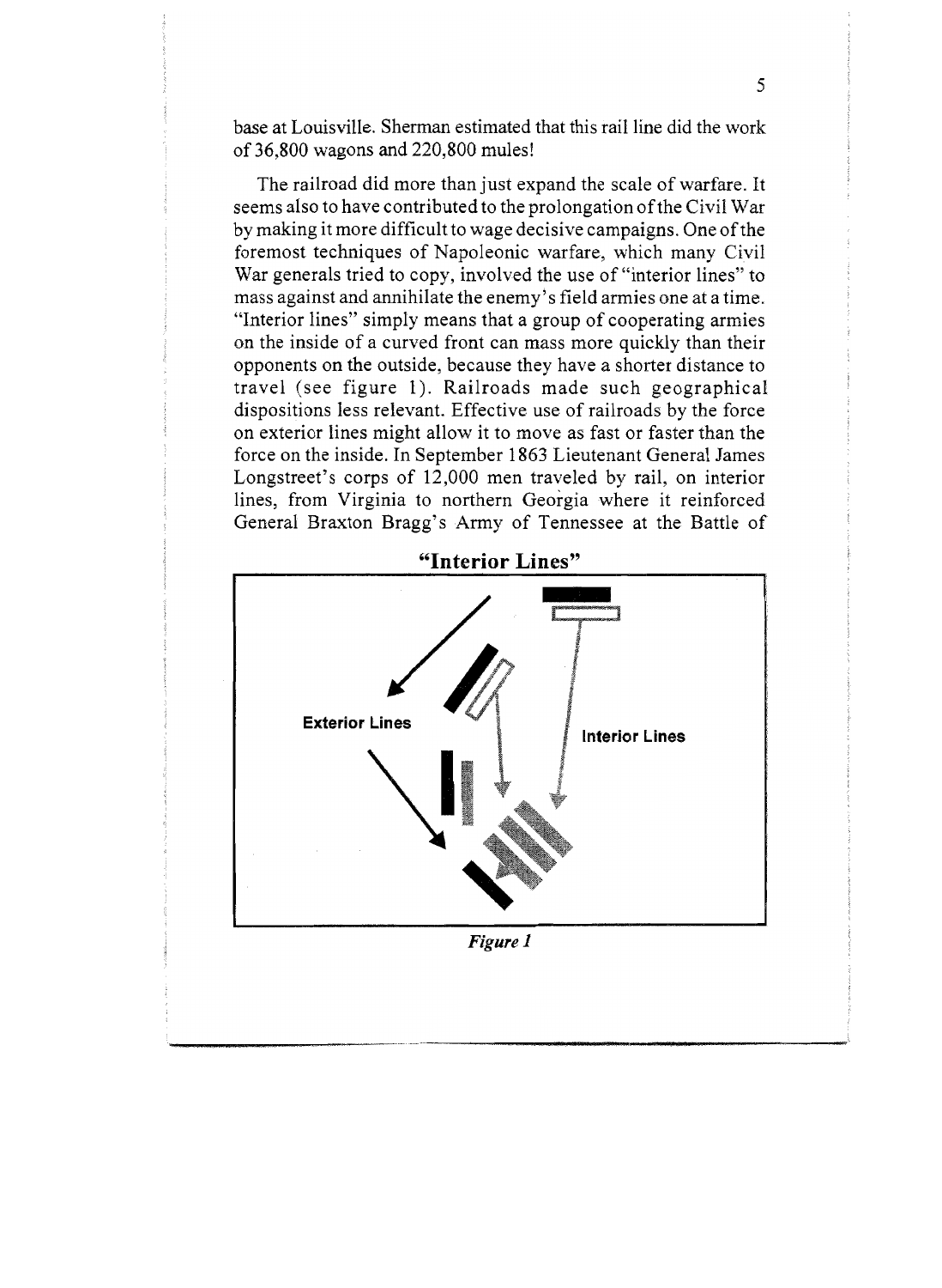base at Louisville. Sherman estimated that this rail line did the work of 36,800 wagons and 220,800 mules!

The railroad did more than just expand the scale of warfare. It seems also to have contributed to the prolongation of the Civil War by making it more difficult to wage decisive campaigns. One of the foremost techniques of Napoleonic warfare, which many Civil War generals tried to copy, involved the use of "interior lines" to mass against and annihilate the enemy's field armies one at a time. "Interior lines" simply means that a group of cooperating armies on the inside of a curved front can mass more quickly than their opponents on the outside, because they have a shorter distance to travel (see figure 1). Railroads made such geographical dispositions less relevant. Effective use of railroads by the force on exterior lines might allow it to move as fast or faster than the force on the inside. In September 1863 Lieutenant General James Longstreet's corps of 12,000 men traveled by rail, on interior lines, from Virginia to northern Georgia where it reinforced General Braxton Bragg's Army of Tennessee at the Battle of

**"Interior Lines"**

Exterior Lines

Interior Lines

*Figure 1*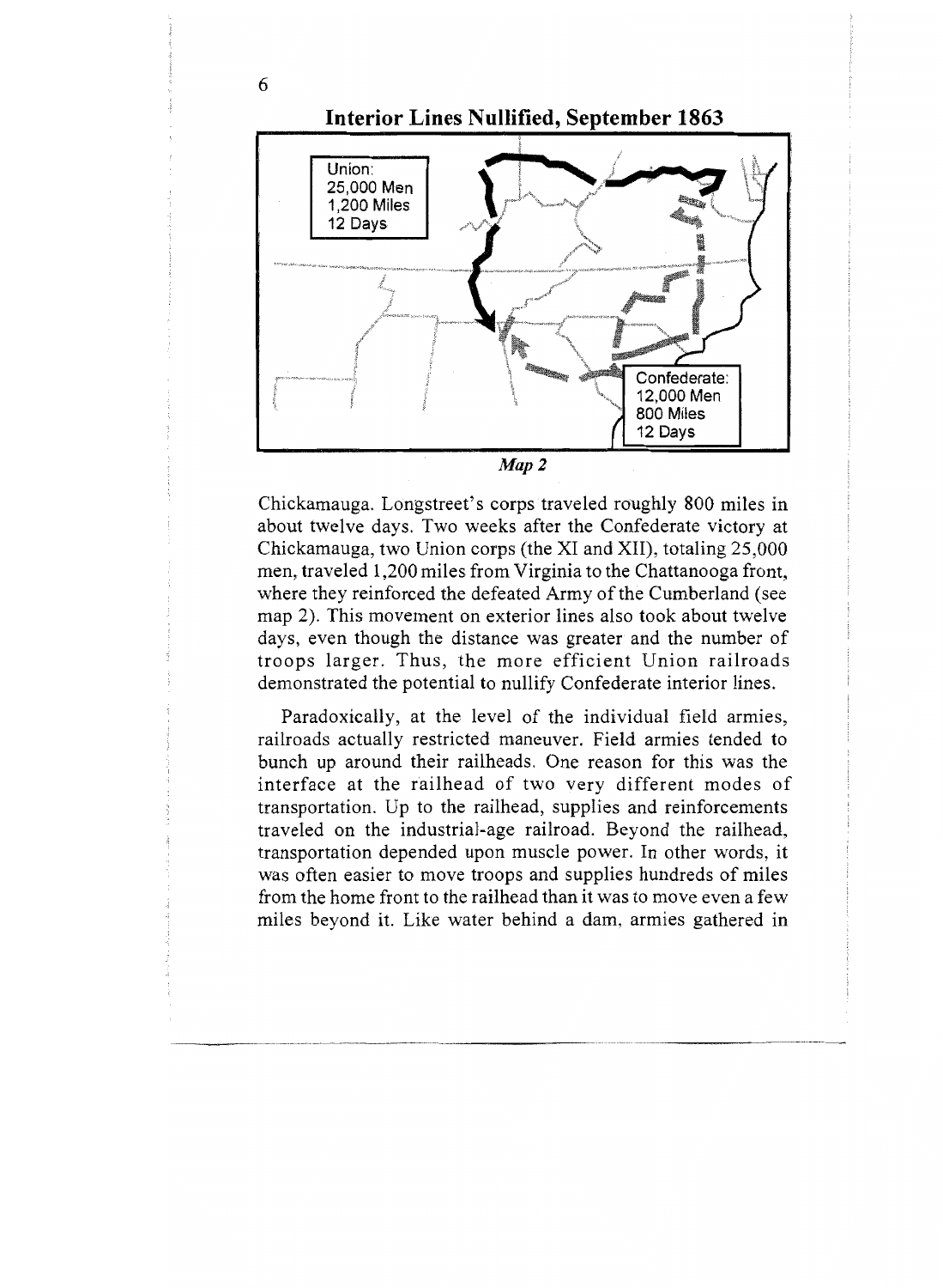## Interior Lines Nullified, September 1863

Union:
25,000 Men
1,200 Miles
12 Days

Confederate:
12,000 Men
800 Miles
12 Days

*Map 2*

Chickamauga. Longstreet's corps traveled roughly 800 miles in about twelve days. Two weeks after the Confederate victory at Chickamauga, two Union corps (the XI and XII), totaling 25,000 men, traveled 1,200 miles from Virginia to the Chattanooga front, where they reinforced the defeated Army of the Cumberland (see map 2). This movement on exterior lines also took about twelve days, even though the distance was greater and the number of troops larger. Thus, the more efficient Union railroads demonstrated the potential to nullify Confederate interior lines.

Paradoxically, at the level of the individual field armies, railroads actually restricted maneuver. Field armies tended to bunch up around their railheads. One reason for this was the interface at the railhead of two very different modes of transportation. Up to the railhead, supplies and reinforcements traveled on the industrial-age railroad. Beyond the railhead, transportation depended upon muscle power. In other words, it was often easier to move troops and supplies hundreds of miles from the home front to the railhead than it was to move even a few miles beyond it. Like water behind a dam, armies gathered in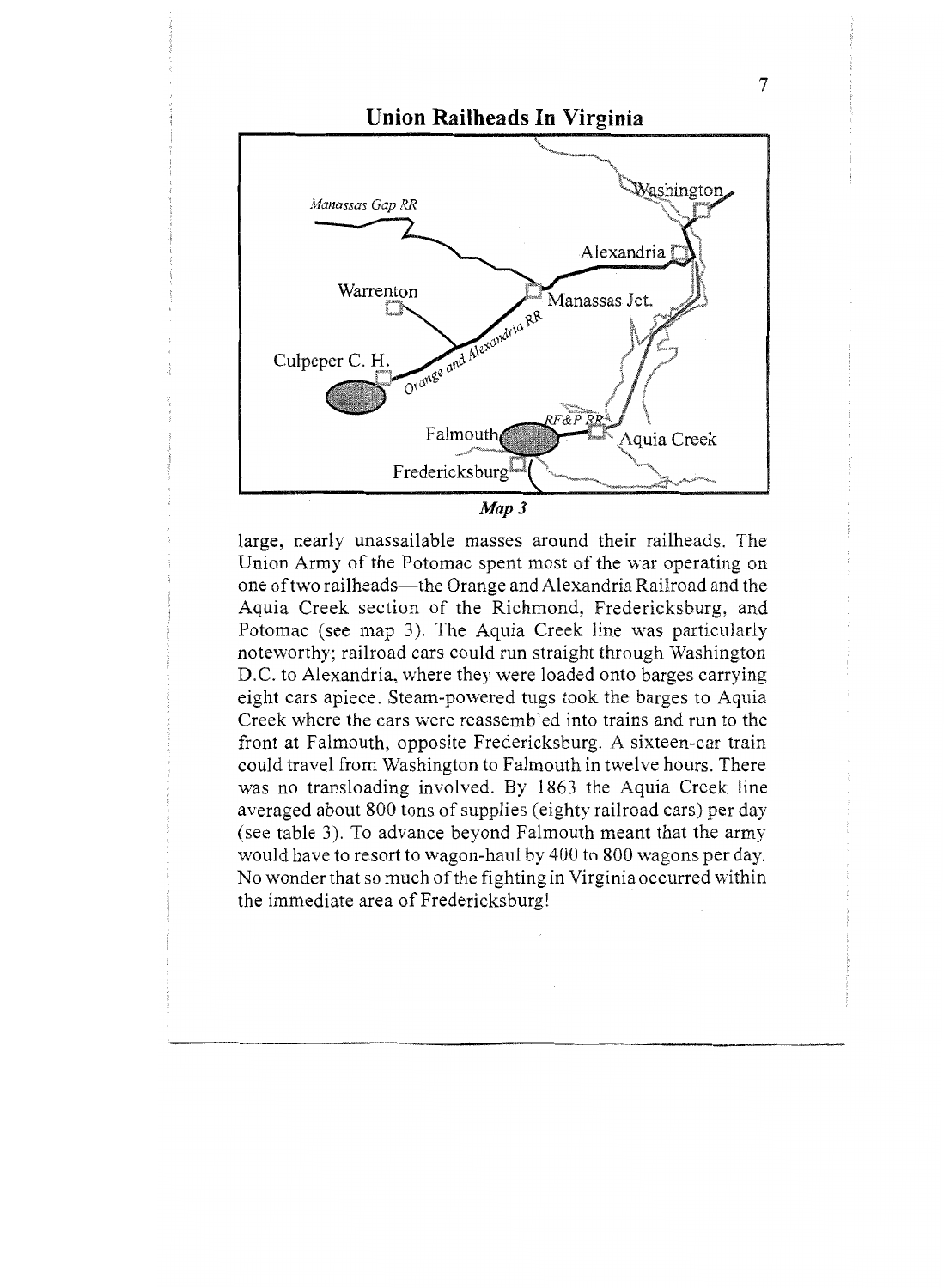## Union Railheads In Virginia

*Map 3*

large, nearly unassailable masses around their railheads. The Union Army of the Potomac spent most of the war operating on one of two railheads—the Orange and Alexandria Railroad and the Aquia Creek section of the Richmond, Fredericksburg, and Potomac (see map 3). The Aquia Creek line was particularly noteworthy; railroad cars could run straight through Washington D.C. to Alexandria, where they were loaded onto barges carrying eight cars apiece. Steam-powered tugs took the barges to Aquia Creek where the cars were reassembled into trains and run to the front at Falmouth, opposite Fredericksburg. A sixteen-car train could travel from Washington to Falmouth in twelve hours. There was no transloading involved. By 1863 the Aquia Creek line averaged about 800 tons of supplies (eighty railroad cars) per day (see table 3). To advance beyond Falmouth meant that the army would have to resort to wagon-haul by 400 to 800 wagons per day. No wonder that so much of the fighting in Virginia occurred within the immediate area of Fredericksburg!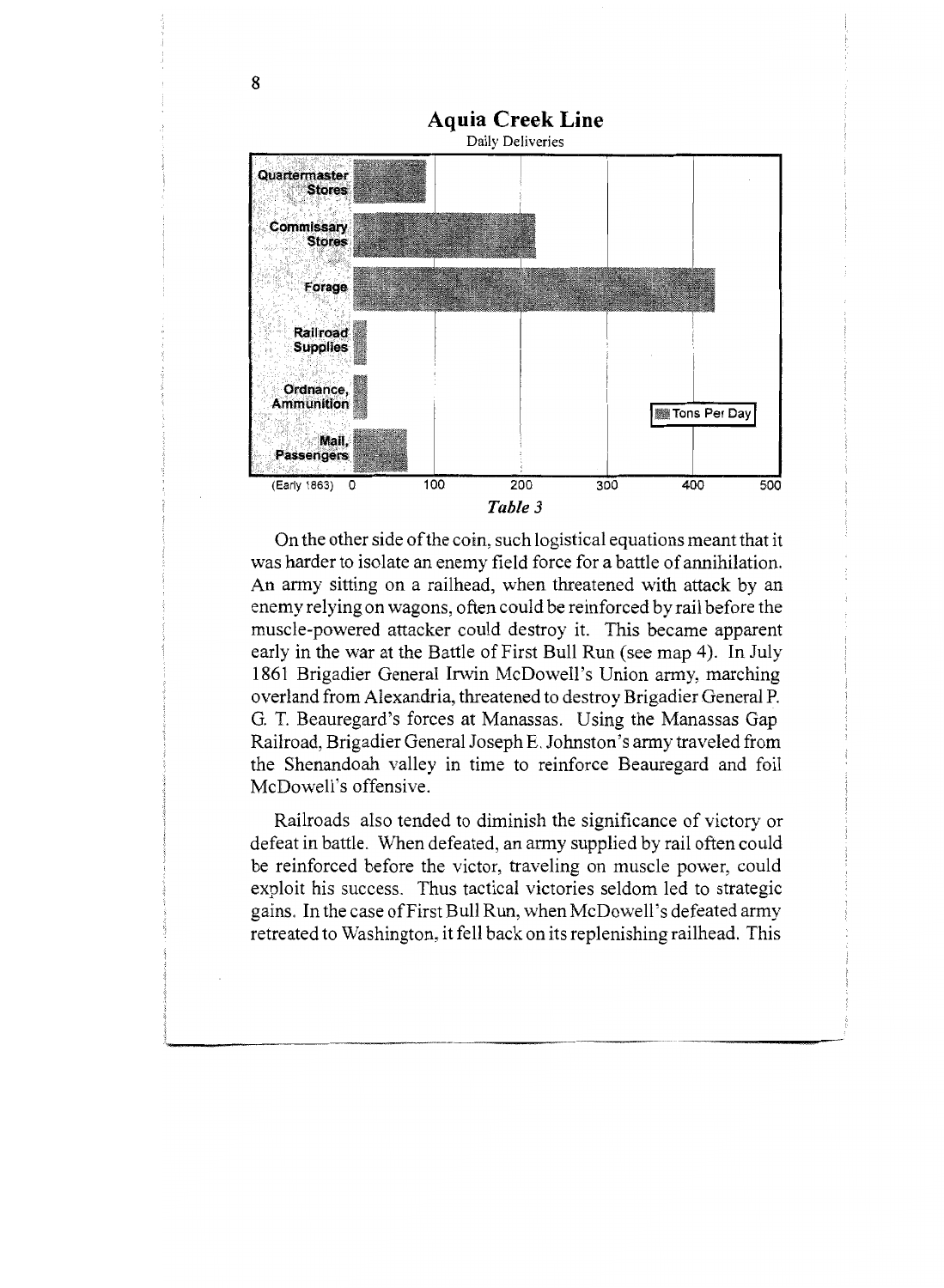## Aquia Creek Line

Daily Deliveries

| (Early 1863) | Tons Per Day |
|---|---|
| Quartermaster Stores | ~85 |
| Commissary Stores | ~210 |
| Forage | ~420 |
| Railroad Supplies | ~5 |
| Ordnance, Ammunition | ~5 |
| Mail, Passengers | ~65 |

*Table 3*

On the other side of the coin, such logistical equations meant that it was harder to isolate an enemy field force for a battle of annihilation. An army sitting on a railhead, when threatened with attack by an enemy relying on wagons, often could be reinforced by rail before the muscle-powered attacker could destroy it. This became apparent early in the war at the Battle of First Bull Run (see map 4). In July 1861 Brigadier General Irwin McDowell's Union army, marching overland from Alexandria, threatened to destroy Brigadier General P. G. T. Beauregard's forces at Manassas. Using the Manassas Gap Railroad, Brigadier General Joseph E. Johnston's army traveled from the Shenandoah valley in time to reinforce Beauregard and foil McDowell's offensive.

Railroads also tended to diminish the significance of victory or defeat in battle. When defeated, an army supplied by rail often could be reinforced before the victor, traveling on muscle power, could exploit his success. Thus tactical victories seldom led to strategic gains. In the case of First Bull Run, when McDowell's defeated army retreated to Washington, it fell back on its replenishing railhead. This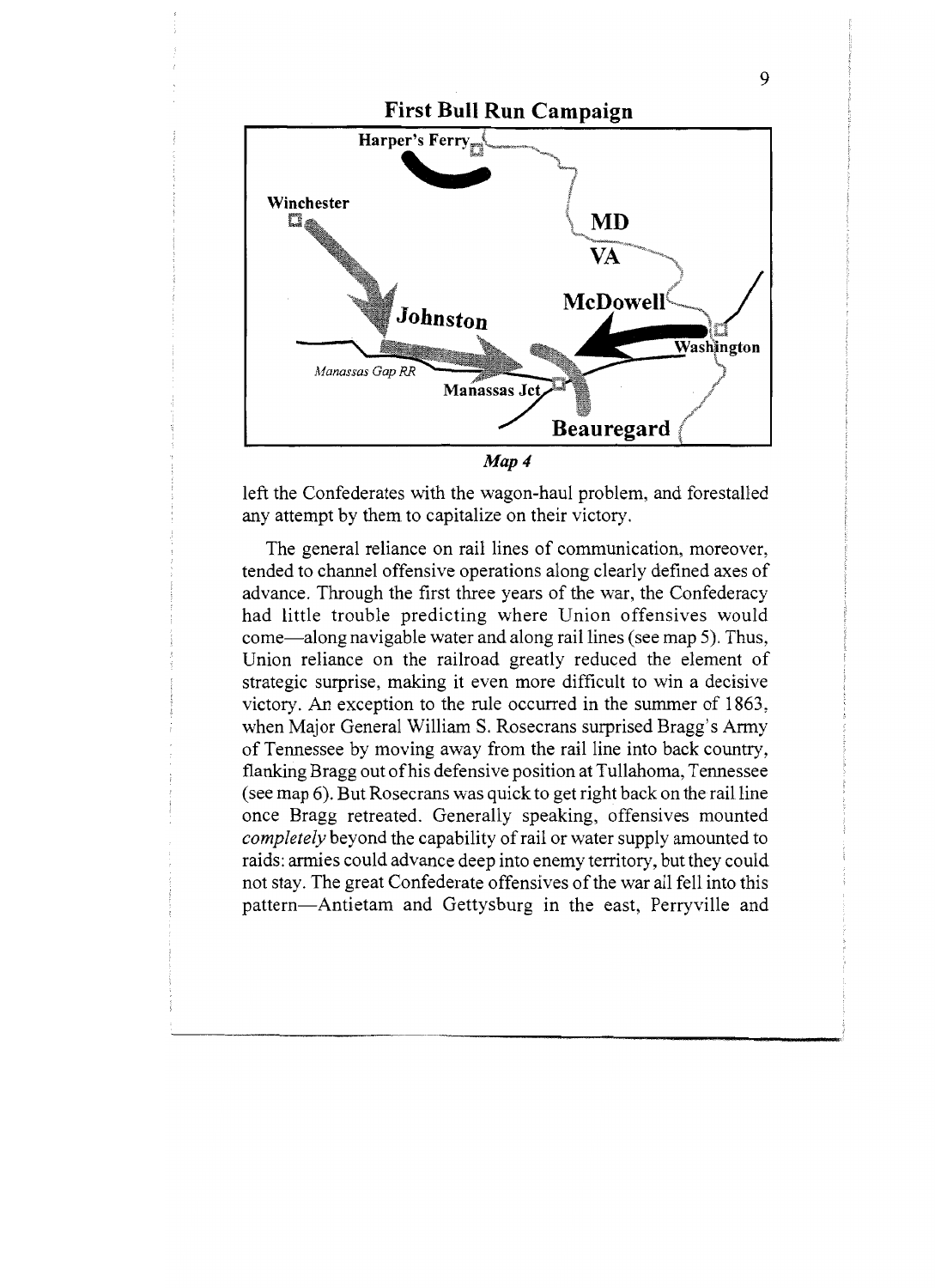First Bull Run Campaign

*Map 4*

left the Confederates with the wagon-haul problem, and forestalled any attempt by them to capitalize on their victory.

The general reliance on rail lines of communication, moreover, tended to channel offensive operations along clearly defined axes of advance. Through the first three years of the war, the Confederacy had little trouble predicting where Union offensives would come—along navigable water and along rail lines (see map 5). Thus, Union reliance on the railroad greatly reduced the element of strategic surprise, making it even more difficult to win a decisive victory. An exception to the rule occurred in the summer of 1863, when Major General William S. Rosecrans surprised Bragg's Army of Tennessee by moving away from the rail line into back country, flanking Bragg out of his defensive position at Tullahoma, Tennessee (see map 6). But Rosecrans was quick to get right back on the rail line once Bragg retreated. Generally speaking, offensives mounted *completely* beyond the capability of rail or water supply amounted to raids: armies could advance deep into enemy territory, but they could not stay. The great Confederate offensives of the war all fell into this pattern—Antietam and Gettysburg in the east, Perryville and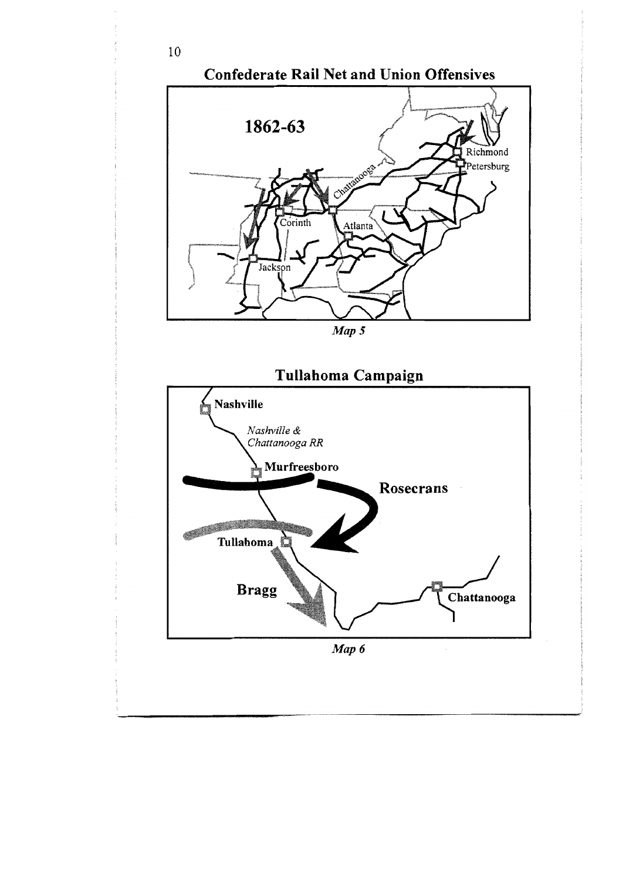## Confederate Rail Net and Union Offensives

1862-63

Richmond

Petersburg

Chattanooga

Corinth

Atlanta

Jackson

*Map 5*

## Tullahoma Campaign

Nashville

*Nashville & Chattanooga RR*

Murfreesboro

Rosecrans

Tullahoma

Bragg

Chattanooga

*Map 6*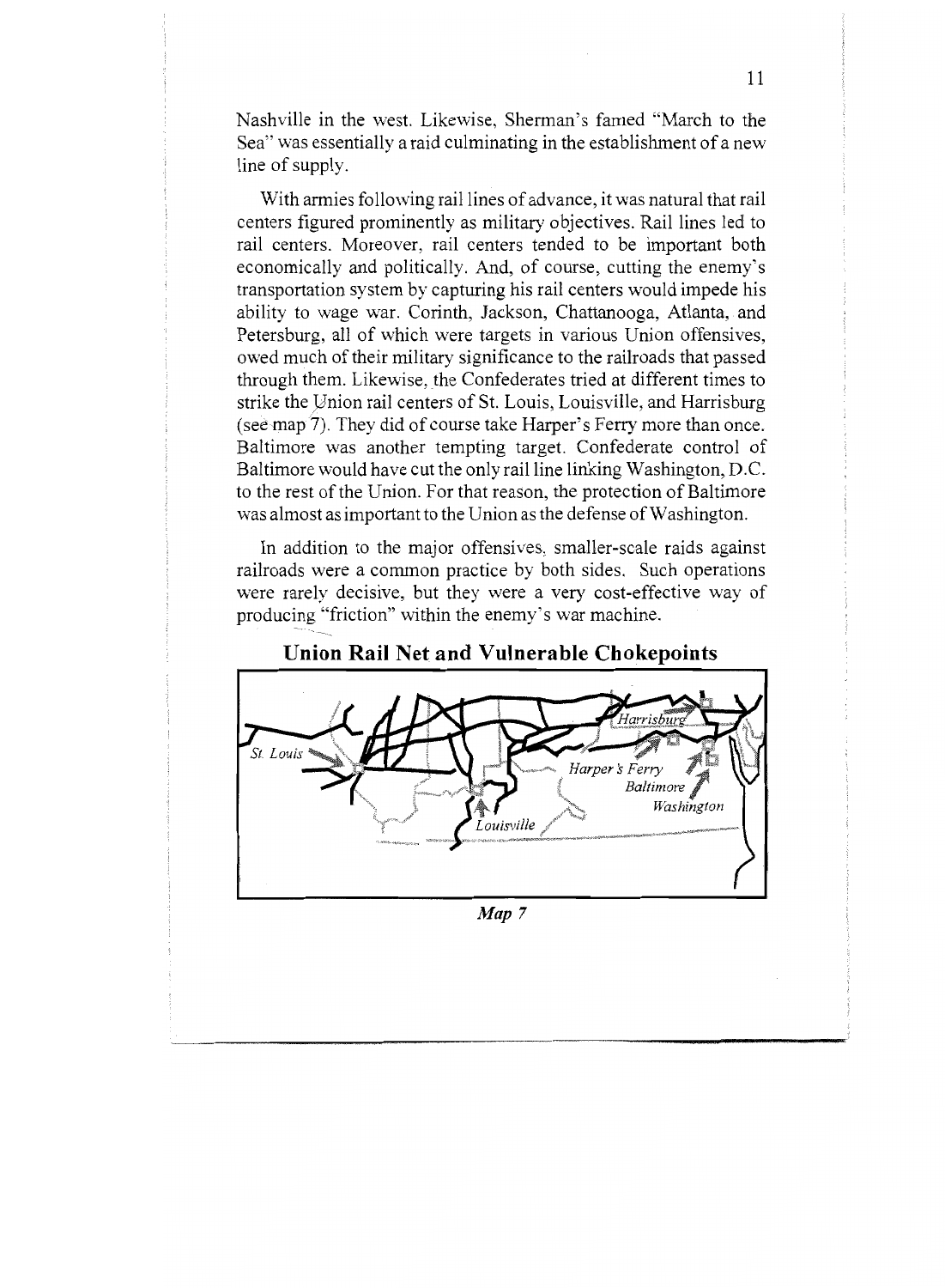Nashville in the west. Likewise, Sherman's famed "March to the Sea" was essentially a raid culminating in the establishment of a new line of supply.

With armies following rail lines of advance, it was natural that rail centers figured prominently as military objectives. Rail lines led to rail centers. Moreover, rail centers tended to be important both economically and politically. And, of course, cutting the enemy's transportation system by capturing his rail centers would impede his ability to wage war. Corinth, Jackson, Chattanooga, Atlanta, and Petersburg, all of which were targets in various Union offensives, owed much of their military significance to the railroads that passed through them. Likewise, the Confederates tried at different times to strike the Union rail centers of St. Louis, Louisville, and Harrisburg (see map 7). They did of course take Harper's Ferry more than once. Baltimore was another tempting target. Confederate control of Baltimore would have cut the only rail line linking Washington, D.C. to the rest of the Union. For that reason, the protection of Baltimore was almost as important to the Union as the defense of Washington.

In addition to the major offensives, smaller-scale raids against railroads were a common practice by both sides. Such operations were rarely decisive, but they were a very cost-effective way of producing "friction" within the enemy's war machine.

## Union Rail Net and Vulnerable Chokepoints

St. Louis, Louisville, Harrisburg, Harper's Ferry, Baltimore, Washington

*Map 7*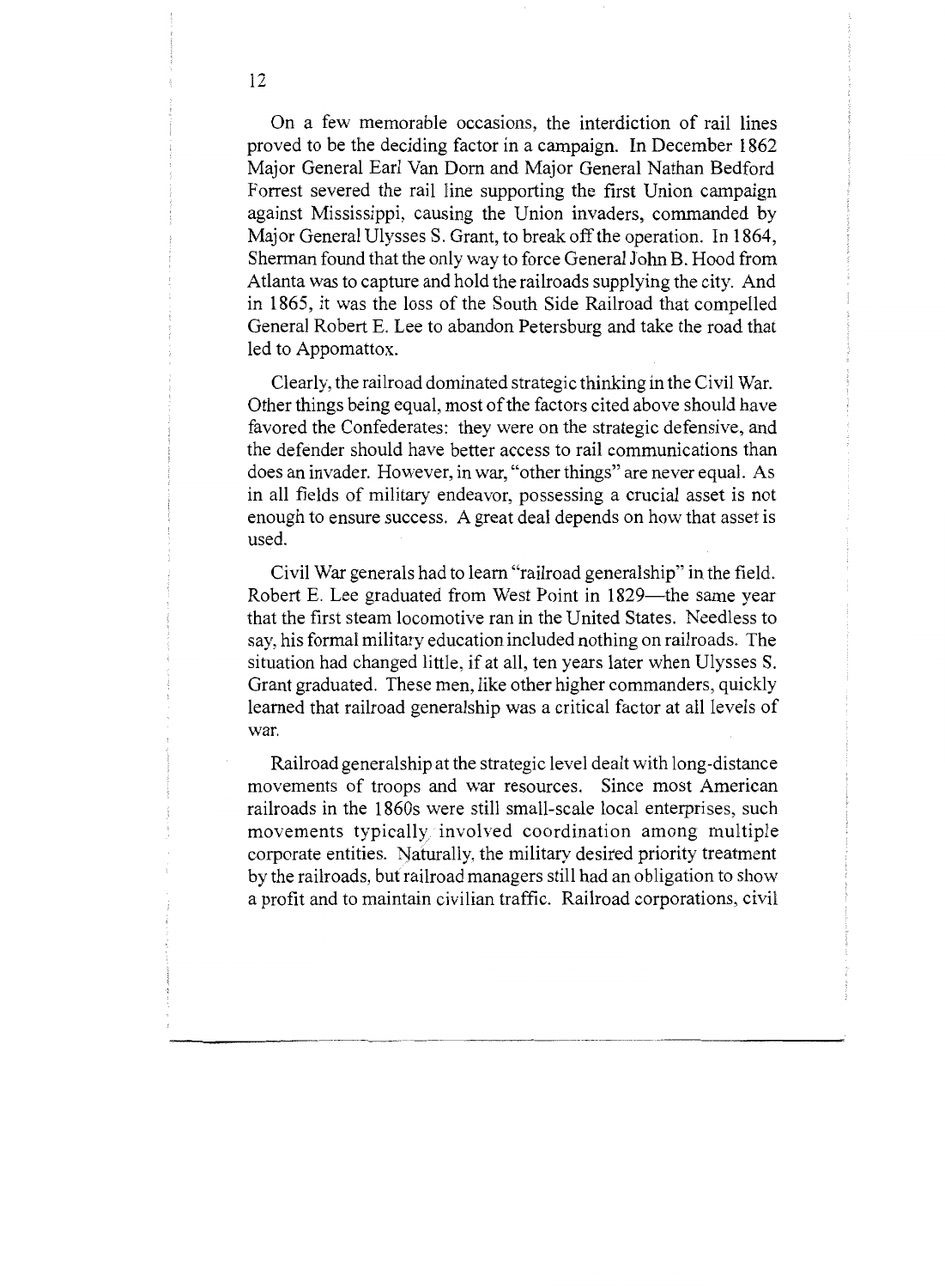On a few memorable occasions, the interdiction of rail lines proved to be the deciding factor in a campaign. In December 1862 Major General Earl Van Dorn and Major General Nathan Bedford Forrest severed the rail line supporting the first Union campaign against Mississippi, causing the Union invaders, commanded by Major General Ulysses S. Grant, to break off the operation. In 1864, Sherman found that the only way to force General John B. Hood from Atlanta was to capture and hold the railroads supplying the city. And in 1865, it was the loss of the South Side Railroad that compelled General Robert E. Lee to abandon Petersburg and take the road that led to Appomattox.

Clearly, the railroad dominated strategic thinking in the Civil War. Other things being equal, most of the factors cited above should have favored the Confederates: they were on the strategic defensive, and the defender should have better access to rail communications than does an invader. However, in war, "other things" are never equal. As in all fields of military endeavor, possessing a crucial asset is not enough to ensure success. A great deal depends on how that asset is used.

Civil War generals had to learn "railroad generalship" in the field. Robert E. Lee graduated from West Point in 1829—the same year that the first steam locomotive ran in the United States. Needless to say, his formal military education included nothing on railroads. The situation had changed little, if at all, ten years later when Ulysses S. Grant graduated. These men, like other higher commanders, quickly learned that railroad generalship was a critical factor at all levels of war.

Railroad generalship at the strategic level dealt with long-distance movements of troops and war resources. Since most American railroads in the 1860s were still small-scale local enterprises, such movements typically involved coordination among multiple corporate entities. Naturally, the military desired priority treatment by the railroads, but railroad managers still had an obligation to show a profit and to maintain civilian traffic. Railroad corporations, civil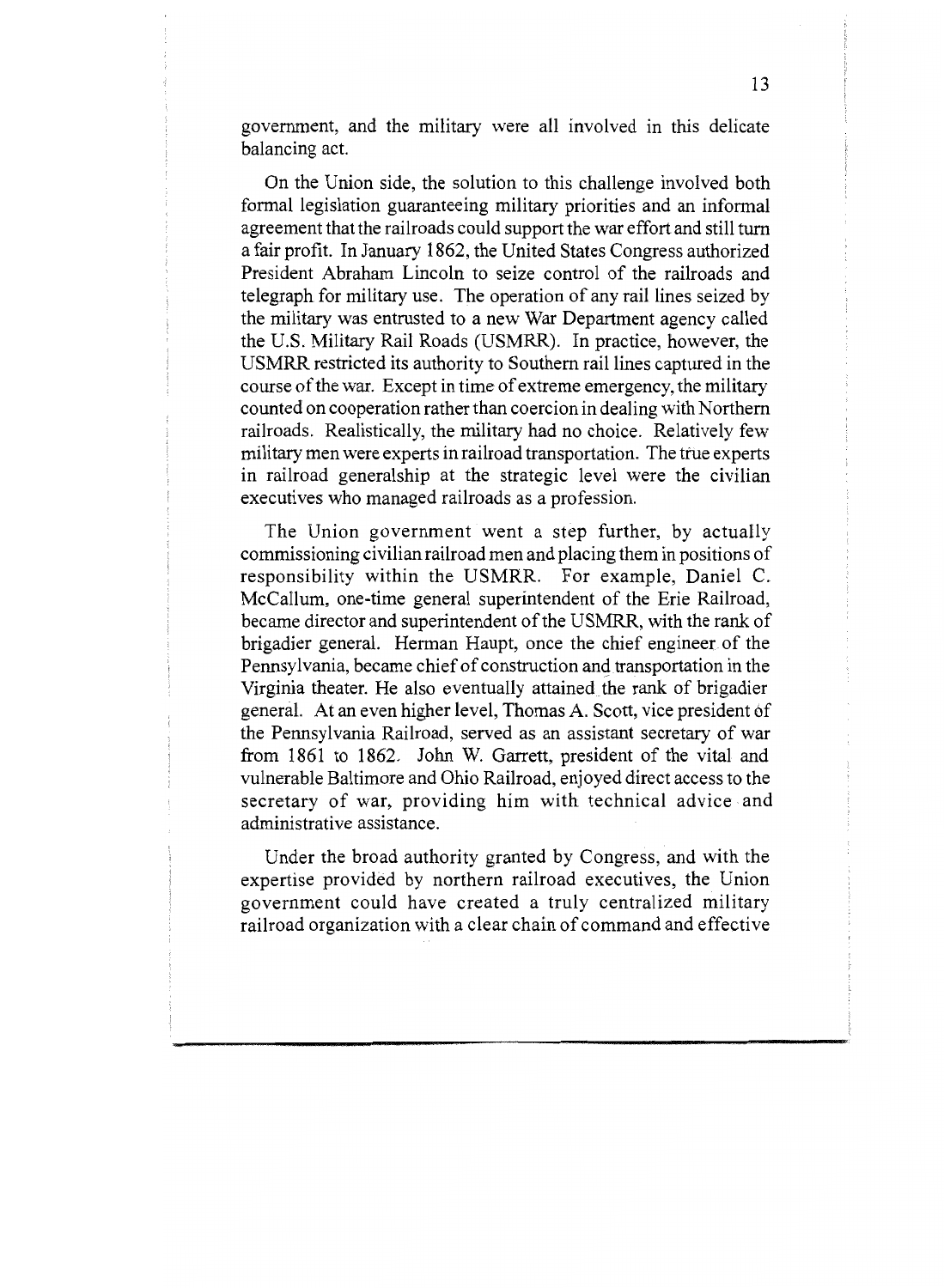government, and the military were all involved in this delicate balancing act.

On the Union side, the solution to this challenge involved both formal legislation guaranteeing military priorities and an informal agreement that the railroads could support the war effort and still turn a fair profit. In January 1862, the United States Congress authorized President Abraham Lincoln to seize control of the railroads and telegraph for military use. The operation of any rail lines seized by the military was entrusted to a new War Department agency called the U.S. Military Rail Roads (USMRR). In practice, however, the USMRR restricted its authority to Southern rail lines captured in the course of the war. Except in time of extreme emergency, the military counted on cooperation rather than coercion in dealing with Northern railroads. Realistically, the military had no choice. Relatively few military men were experts in railroad transportation. The true experts in railroad generalship at the strategic level were the civilian executives who managed railroads as a profession.

The Union government went a step further, by actually commissioning civilian railroad men and placing them in positions of responsibility within the USMRR. For example, Daniel C. McCallum, one-time general superintendent of the Erie Railroad, became director and superintendent of the USMRR, with the rank of brigadier general. Herman Haupt, once the chief engineer of the Pennsylvania, became chief of construction and transportation in the Virginia theater. He also eventually attained the rank of brigadier general. At an even higher level, Thomas A. Scott, vice president of the Pennsylvania Railroad, served as an assistant secretary of war from 1861 to 1862. John W. Garrett, president of the vital and vulnerable Baltimore and Ohio Railroad, enjoyed direct access to the secretary of war, providing him with technical advice and administrative assistance.

Under the broad authority granted by Congress, and with the expertise provided by northern railroad executives, the Union government could have created a truly centralized military railroad organization with a clear chain of command and effective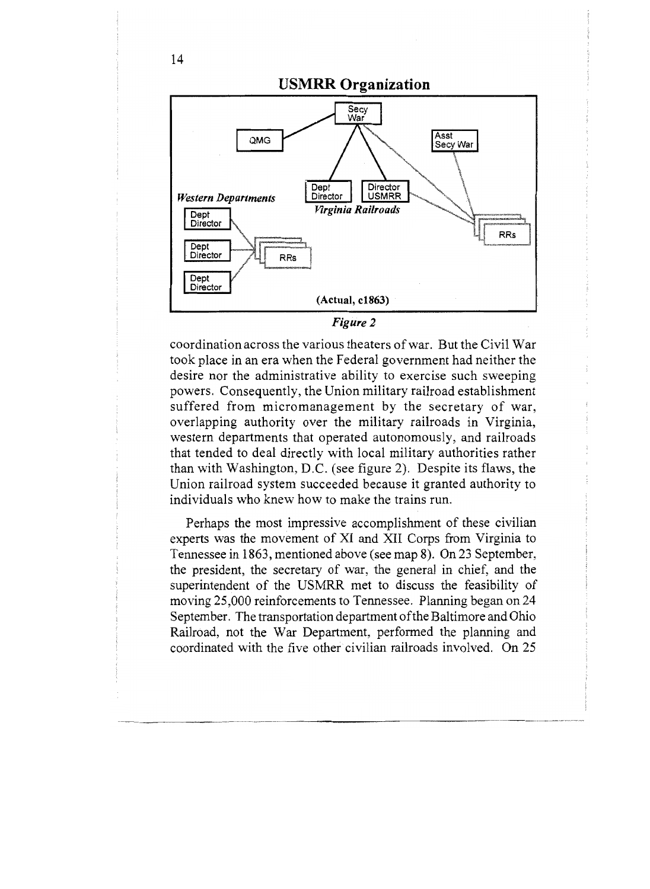## USMRR Organization

(Actual, c1863)

*Figure 2*

coordination across the various theaters of war. But the Civil War took place in an era when the Federal government had neither the desire nor the administrative ability to exercise such sweeping powers. Consequently, the Union military railroad establishment suffered from micromanagement by the secretary of war, overlapping authority over the military railroads in Virginia, western departments that operated autonomously, and railroads that tended to deal directly with local military authorities rather than with Washington, D.C. (see figure 2). Despite its flaws, the Union railroad system succeeded because it granted authority to individuals who knew how to make the trains run.

Perhaps the most impressive accomplishment of these civilian experts was the movement of XI and XII Corps from Virginia to Tennessee in 1863, mentioned above (see map 8). On 23 September, the president, the secretary of war, the general in chief, and the superintendent of the USMRR met to discuss the feasibility of moving 25,000 reinforcements to Tennessee. Planning began on 24 September. The transportation department of the Baltimore and Ohio Railroad, not the War Department, performed the planning and coordinated with the five other civilian railroads involved. On 25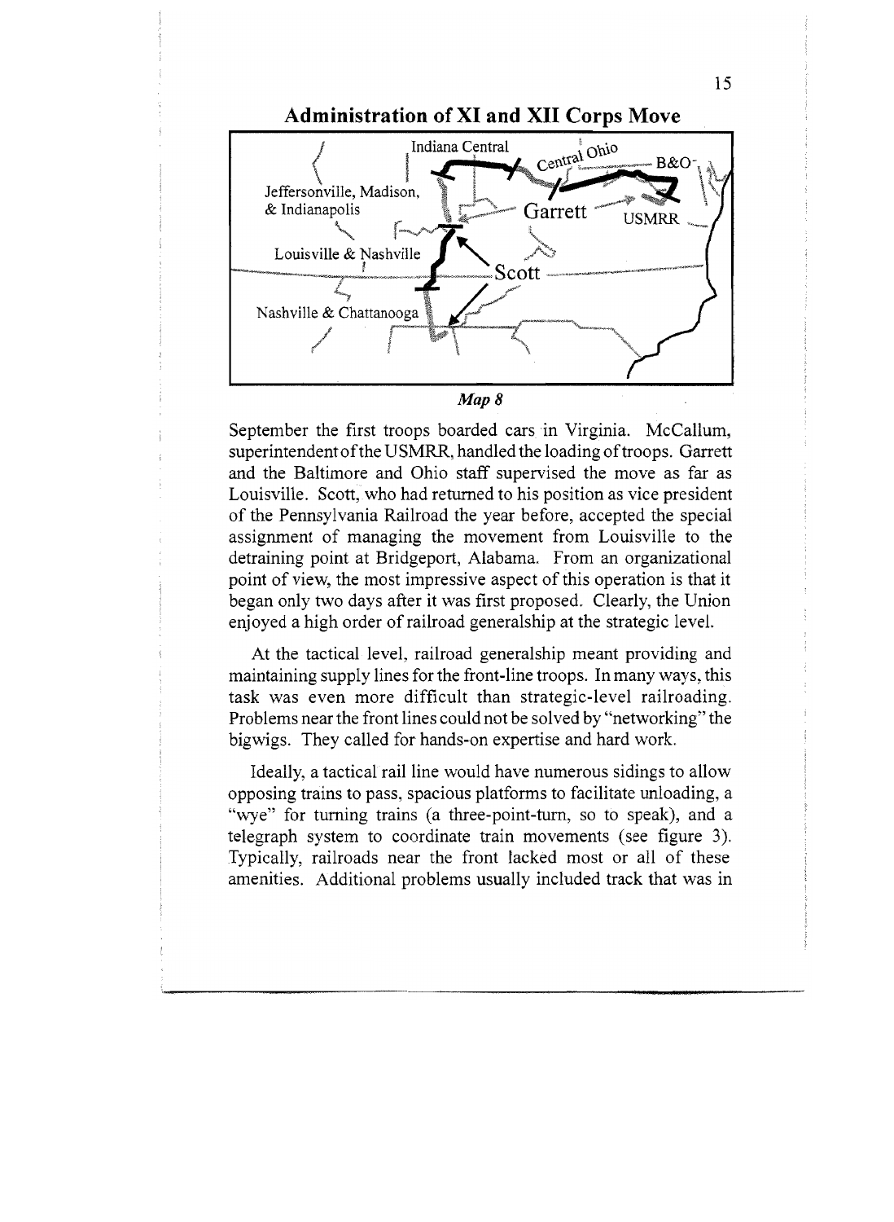## Administration of XI and XII Corps Move

*Map 8*

September the first troops boarded cars in Virginia. McCallum, superintendent of the USMRR, handled the loading of troops. Garrett and the Baltimore and Ohio staff supervised the move as far as Louisville. Scott, who had returned to his position as vice president of the Pennsylvania Railroad the year before, accepted the special assignment of managing the movement from Louisville to the detraining point at Bridgeport, Alabama. From an organizational point of view, the most impressive aspect of this operation is that it began only two days after it was first proposed. Clearly, the Union enjoyed a high order of railroad generalship at the strategic level.

At the tactical level, railroad generalship meant providing and maintaining supply lines for the front-line troops. In many ways, this task was even more difficult than strategic-level railroading. Problems near the front lines could not be solved by "networking" the bigwigs. They called for hands-on expertise and hard work.

Ideally, a tactical rail line would have numerous sidings to allow opposing trains to pass, spacious platforms to facilitate unloading, a "wye" for turning trains (a three-point-turn, so to speak), and a telegraph system to coordinate train movements (see figure 3). Typically, railroads near the front lacked most or all of these amenities. Additional problems usually included track that was in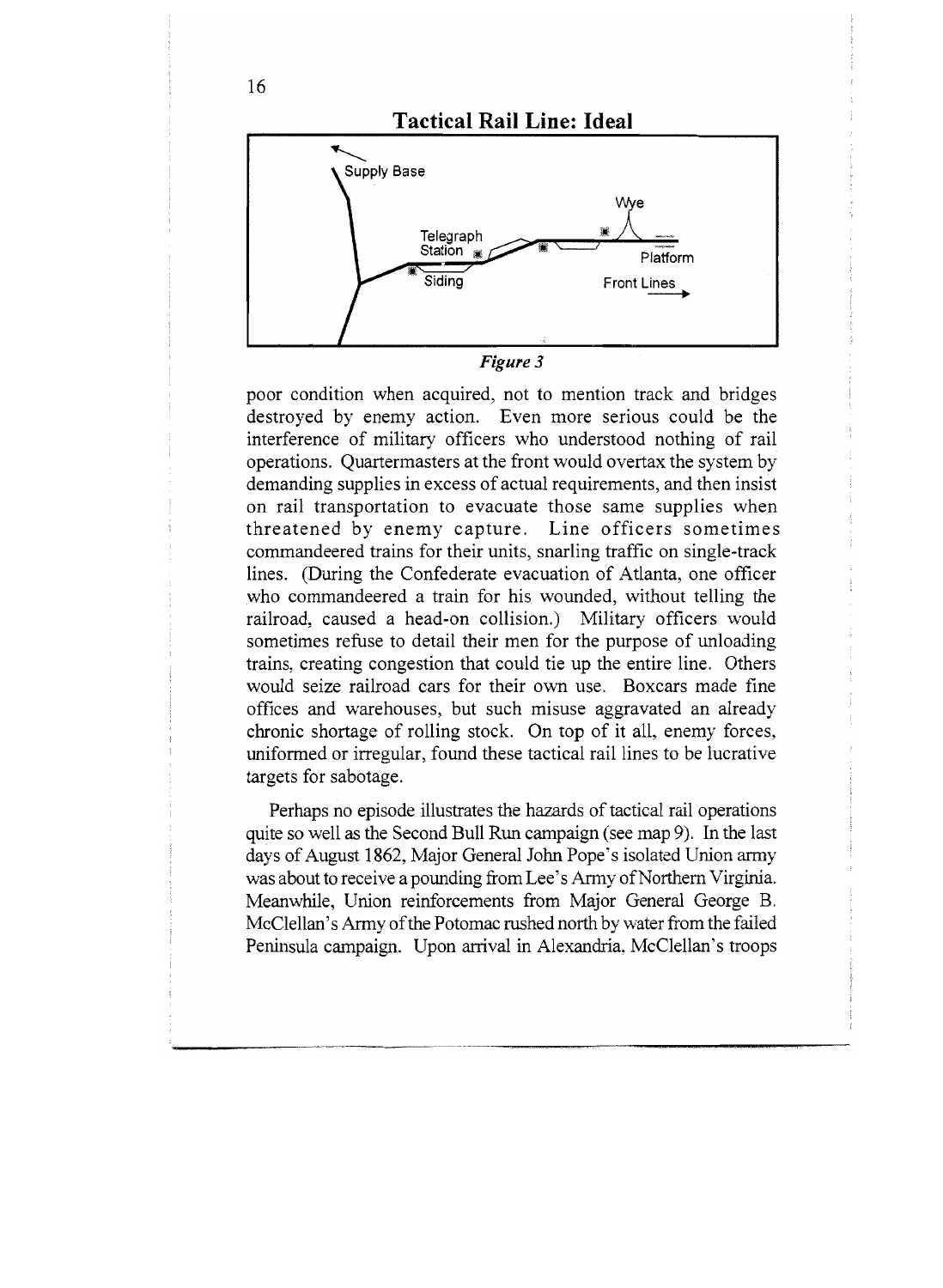**Tactical Rail Line: Ideal**

Supply Base

Telegraph Station

Siding

Wye

Platform

Front Lines

*Figure 3*

poor condition when acquired, not to mention track and bridges destroyed by enemy action. Even more serious could be the interference of military officers who understood nothing of rail operations. Quartermasters at the front would overtax the system by demanding supplies in excess of actual requirements, and then insist on rail transportation to evacuate those same supplies when threatened by enemy capture. Line officers sometimes commandeered trains for their units, snarling traffic on single-track lines. (During the Confederate evacuation of Atlanta, one officer who commandeered a train for his wounded, without telling the railroad, caused a head-on collision.) Military officers would sometimes refuse to detail their men for the purpose of unloading trains, creating congestion that could tie up the entire line. Others would seize railroad cars for their own use. Boxcars made fine offices and warehouses, but such misuse aggravated an already chronic shortage of rolling stock. On top of it all, enemy forces, uniformed or irregular, found these tactical rail lines to be lucrative targets for sabotage.

Perhaps no episode illustrates the hazards of tactical rail operations quite so well as the Second Bull Run campaign (see map 9). In the last days of August 1862, Major General John Pope's isolated Union army was about to receive a pounding from Lee's Army of Northern Virginia. Meanwhile, Union reinforcements from Major General George B. McClellan's Army of the Potomac rushed north by water from the failed Peninsula campaign. Upon arrival in Alexandria, McClellan's troops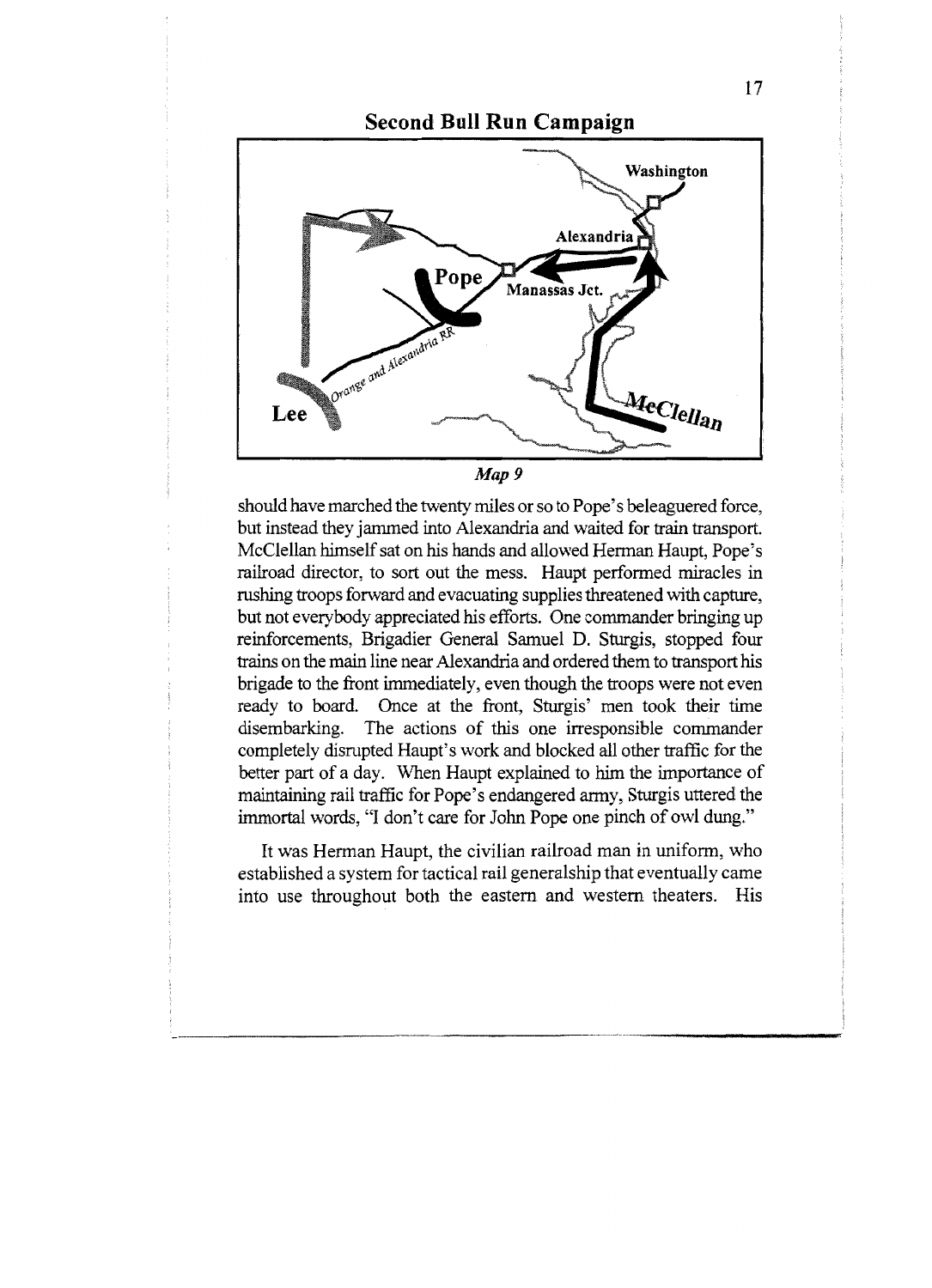## Second Bull Run Campaign

*Map 9*

should have marched the twenty miles or so to Pope's beleaguered force, but instead they jammed into Alexandria and waited for train transport. McClellan himself sat on his hands and allowed Herman Haupt, Pope's railroad director, to sort out the mess. Haupt performed miracles in rushing troops forward and evacuating supplies threatened with capture, but not everybody appreciated his efforts. One commander bringing up reinforcements, Brigadier General Samuel D. Sturgis, stopped four trains on the main line near Alexandria and ordered them to transport his brigade to the front immediately, even though the troops were not even ready to board. Once at the front, Sturgis' men took their time disembarking. The actions of this one irresponsible commander completely disrupted Haupt's work and blocked all other traffic for the better part of a day. When Haupt explained to him the importance of maintaining rail traffic for Pope's endangered army, Sturgis uttered the immortal words, "I don't care for John Pope one pinch of owl dung."

It was Herman Haupt, the civilian railroad man in uniform, who established a system for tactical rail generalship that eventually came into use throughout both the eastern and western theaters. His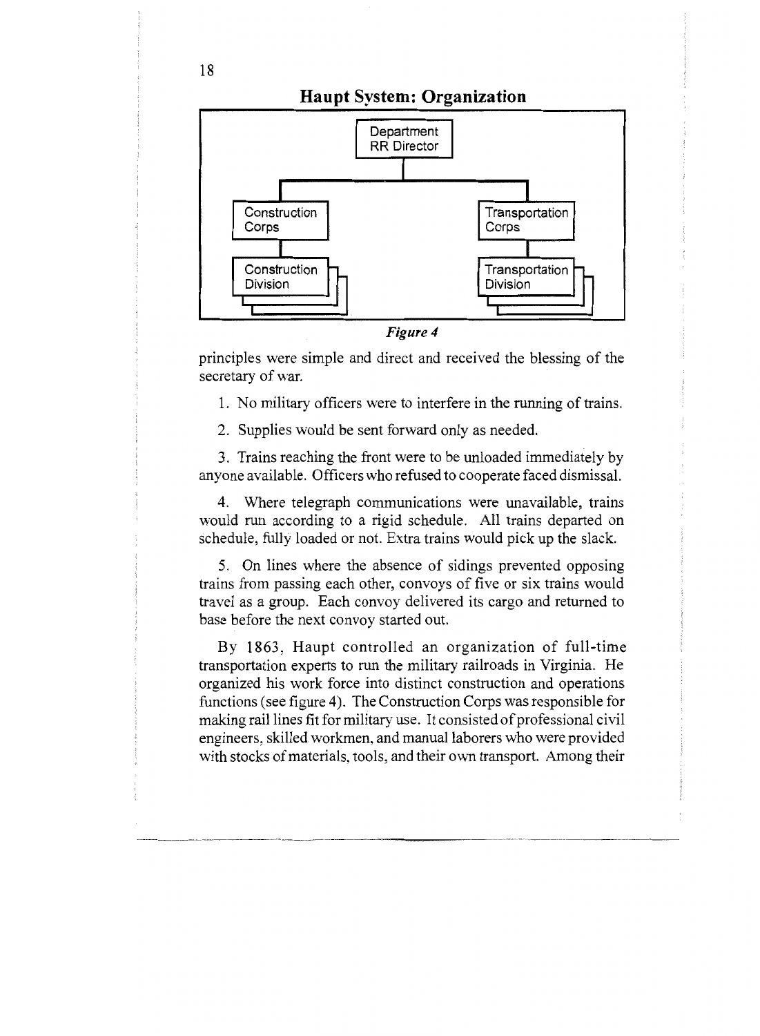## Haupt System: Organization

Department RR Director

- Construction Corps
  - Construction Division
- Transportation Corps
  - Transportation Division

*Figure 4*

principles were simple and direct and received the blessing of the secretary of war.

1. No military officers were to interfere in the running of trains.

2. Supplies would be sent forward only as needed.

3. Trains reaching the front were to be unloaded immediately by anyone available. Officers who refused to cooperate faced dismissal.

4. Where telegraph communications were unavailable, trains would run according to a rigid schedule. All trains departed on schedule, fully loaded or not. Extra trains would pick up the slack.

5. On lines where the absence of sidings prevented opposing trains from passing each other, convoys of five or six trains would travel as a group. Each convoy delivered its cargo and returned to base before the next convoy started out.

By 1863, Haupt controlled an organization of full-time transportation experts to run the military railroads in Virginia. He organized his work force into distinct construction and operations functions (see figure 4). The Construction Corps was responsible for making rail lines fit for military use. It consisted of professional civil engineers, skilled workmen, and manual laborers who were provided with stocks of materials, tools, and their own transport. Among their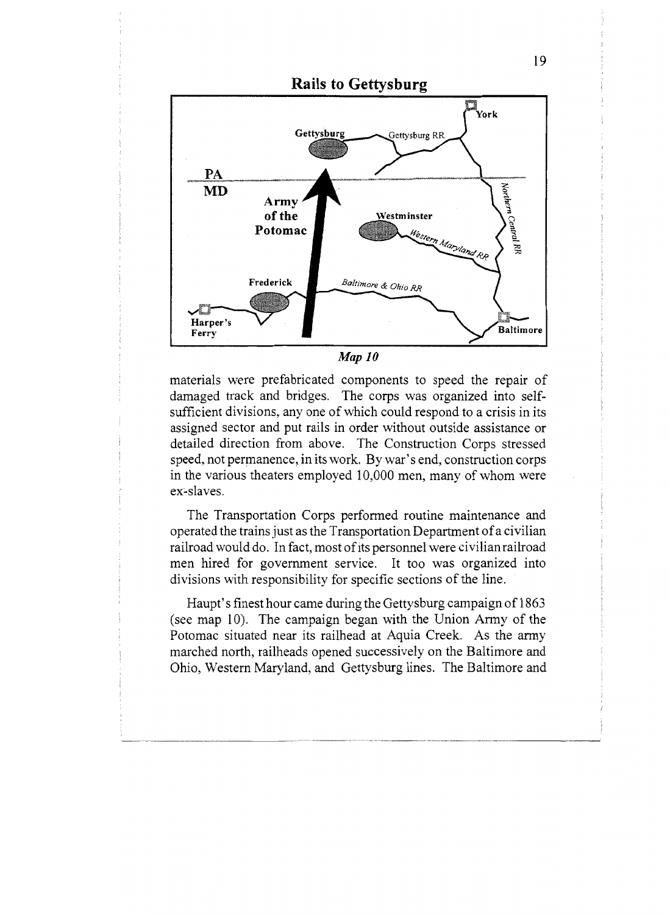## Rails to Gettysburg

*Map 10*

materials were prefabricated components to speed the repair of damaged track and bridges. The corps was organized into self-sufficient divisions, any one of which could respond to a crisis in its assigned sector and put rails in order without outside assistance or detailed direction from above. The Construction Corps stressed speed, not permanence, in its work. By war's end, construction corps in the various theaters employed 10,000 men, many of whom were ex-slaves.

The Transportation Corps performed routine maintenance and operated the trains just as the Transportation Department of a civilian railroad would do. In fact, most of its personnel were civilian railroad men hired for government service. It too was organized into divisions with responsibility for specific sections of the line.

Haupt's finest hour came during the Gettysburg campaign of 1863 (see map 10). The campaign began with the Union Army of the Potomac situated near its railhead at Aquia Creek. As the army marched north, railheads opened successively on the Baltimore and Ohio, Western Maryland, and Gettysburg lines. The Baltimore and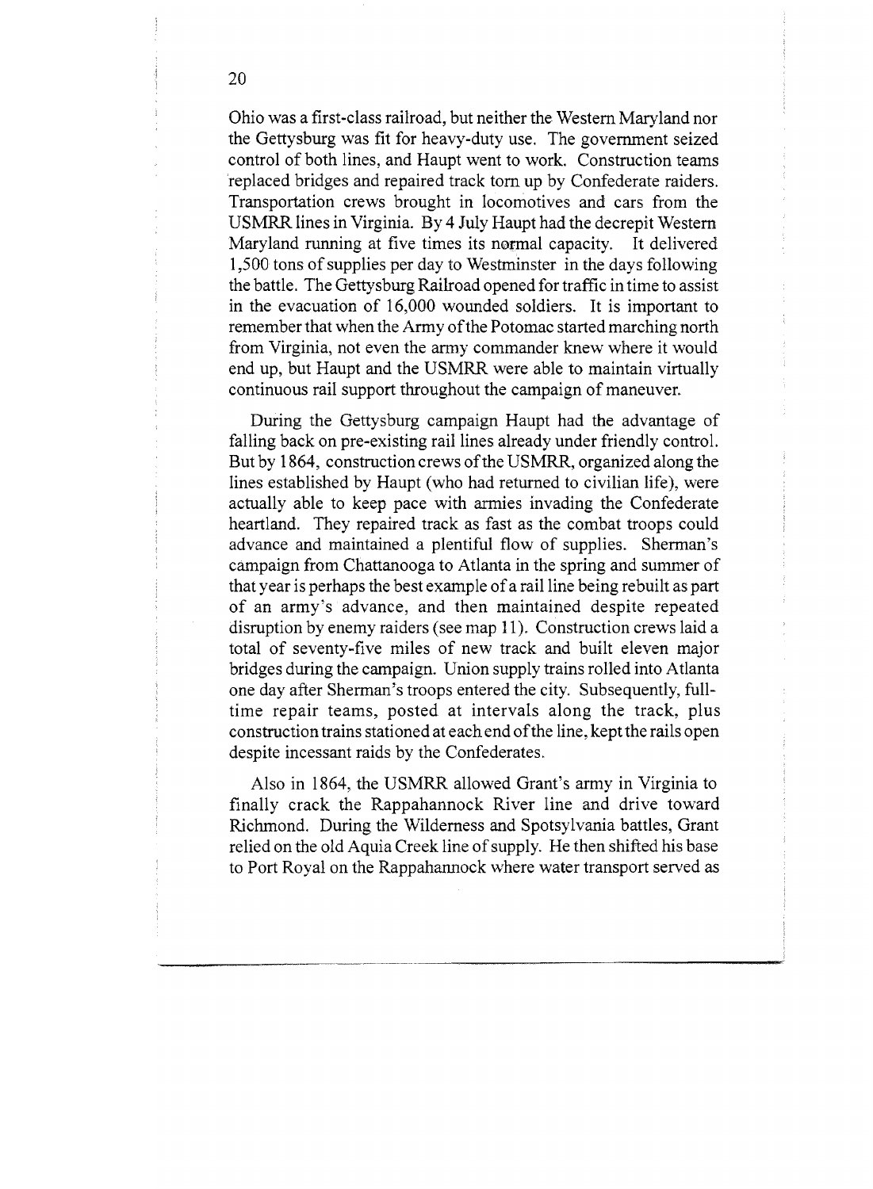Ohio was a first-class railroad, but neither the Western Maryland nor the Gettysburg was fit for heavy-duty use. The government seized control of both lines, and Haupt went to work. Construction teams replaced bridges and repaired track torn up by Confederate raiders. Transportation crews brought in locomotives and cars from the USMRR lines in Virginia. By 4 July Haupt had the decrepit Western Maryland running at five times its normal capacity. It delivered 1,500 tons of supplies per day to Westminster in the days following the battle. The Gettysburg Railroad opened for traffic in time to assist in the evacuation of 16,000 wounded soldiers. It is important to remember that when the Army of the Potomac started marching north from Virginia, not even the army commander knew where it would end up, but Haupt and the USMRR were able to maintain virtually continuous rail support throughout the campaign of maneuver.

During the Gettysburg campaign Haupt had the advantage of falling back on pre-existing rail lines already under friendly control. But by 1864, construction crews of the USMRR, organized along the lines established by Haupt (who had returned to civilian life), were actually able to keep pace with armies invading the Confederate heartland. They repaired track as fast as the combat troops could advance and maintained a plentiful flow of supplies. Sherman's campaign from Chattanooga to Atlanta in the spring and summer of that year is perhaps the best example of a rail line being rebuilt as part of an army's advance, and then maintained despite repeated disruption by enemy raiders (see map 11). Construction crews laid a total of seventy-five miles of new track and built eleven major bridges during the campaign. Union supply trains rolled into Atlanta one day after Sherman's troops entered the city. Subsequently, full-time repair teams, posted at intervals along the track, plus construction trains stationed at each end of the line, kept the rails open despite incessant raids by the Confederates.

Also in 1864, the USMRR allowed Grant's army in Virginia to finally crack the Rappahannock River line and drive toward Richmond. During the Wilderness and Spotsylvania battles, Grant relied on the old Aquia Creek line of supply. He then shifted his base to Port Royal on the Rappahannock where water transport served as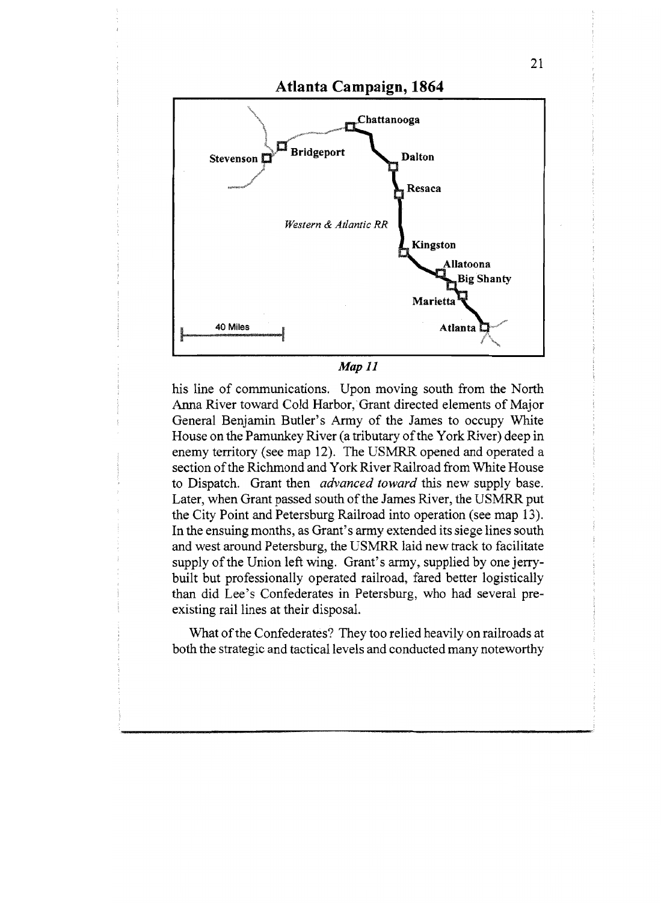**Atlanta Campaign, 1864**

*Map 11*

his line of communications. Upon moving south from the North Anna River toward Cold Harbor, Grant directed elements of Major General Benjamin Butler's Army of the James to occupy White House on the Pamunkey River (a tributary of the York River) deep in enemy territory (see map 12). The USMRR opened and operated a section of the Richmond and York River Railroad from White House to Dispatch. Grant then *advanced toward* this new supply base. Later, when Grant passed south of the James River, the USMRR put the City Point and Petersburg Railroad into operation (see map 13). In the ensuing months, as Grant's army extended its siege lines south and west around Petersburg, the USMRR laid new track to facilitate supply of the Union left wing. Grant's army, supplied by one jerry-built but professionally operated railroad, fared better logistically than did Lee's Confederates in Petersburg, who had several pre-existing rail lines at their disposal.

What of the Confederates? They too relied heavily on railroads at both the strategic and tactical levels and conducted many noteworthy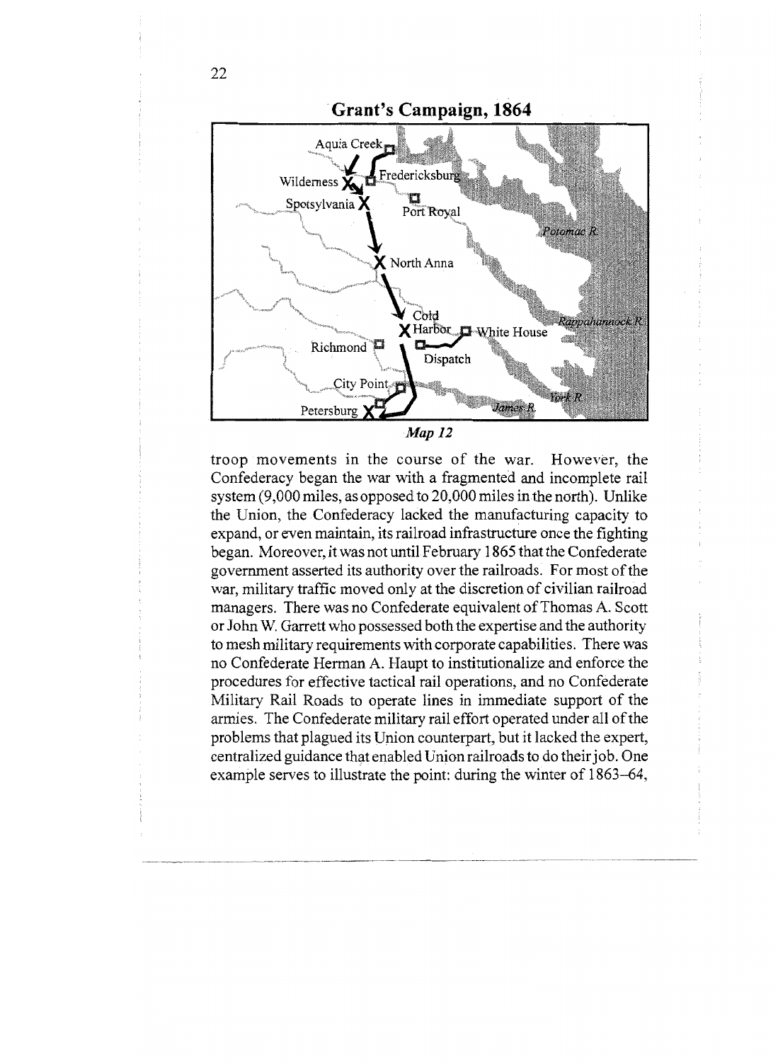**Grant's Campaign, 1864**

*Map 12*

troop movements in the course of the war. However, the Confederacy began the war with a fragmented and incomplete rail system (9,000 miles, as opposed to 20,000 miles in the north). Unlike the Union, the Confederacy lacked the manufacturing capacity to expand, or even maintain, its railroad infrastructure once the fighting began. Moreover, it was not until February 1865 that the Confederate government asserted its authority over the railroads. For most of the war, military traffic moved only at the discretion of civilian railroad managers. There was no Confederate equivalent of Thomas A. Scott or John W. Garrett who possessed both the expertise and the authority to mesh military requirements with corporate capabilities. There was no Confederate Herman A. Haupt to institutionalize and enforce the procedures for effective tactical rail operations, and no Confederate Military Rail Roads to operate lines in immediate support of the armies. The Confederate military rail effort operated under all of the problems that plagued its Union counterpart, but it lacked the expert, centralized guidance that enabled Union railroads to do their job. One example serves to illustrate the point: during the winter of 1863–64,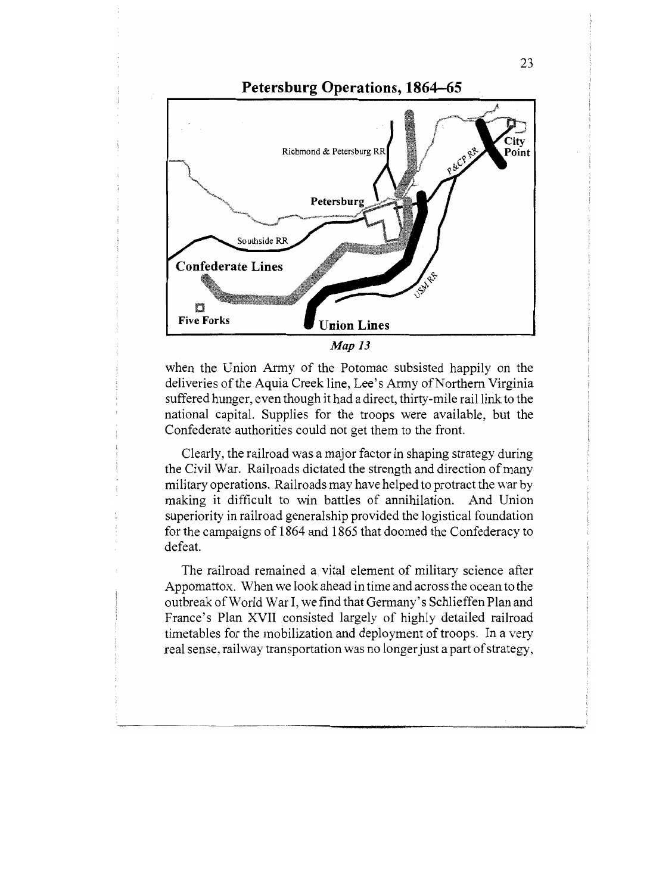## Petersburg Operations, 1864–65

*Map 13*

when the Union Army of the Potomac subsisted happily on the deliveries of the Aquia Creek line, Lee's Army of Northern Virginia suffered hunger, even though it had a direct, thirty-mile rail link to the national capital. Supplies for the troops were available, but the Confederate authorities could not get them to the front.

Clearly, the railroad was a major factor in shaping strategy during the Civil War. Railroads dictated the strength and direction of many military operations. Railroads may have helped to protract the war by making it difficult to win battles of annihilation. And Union superiority in railroad generalship provided the logistical foundation for the campaigns of 1864 and 1865 that doomed the Confederacy to defeat.

The railroad remained a vital element of military science after Appomattox. When we look ahead in time and across the ocean to the outbreak of World War I, we find that Germany's Schlieffen Plan and France's Plan XVII consisted largely of highly detailed railroad timetables for the mobilization and deployment of troops. In a very real sense, railway transportation was no longer just a part of strategy,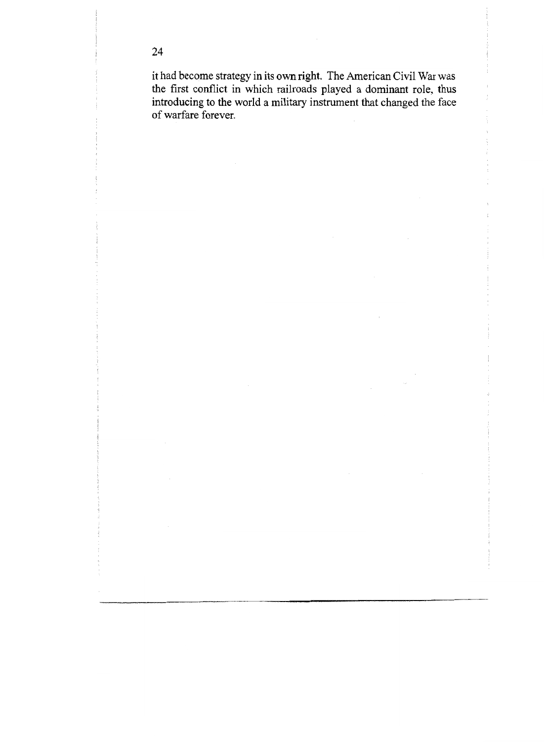it had become strategy in its own right. The American Civil War was the first conflict in which railroads played a dominant role, thus introducing to the world a military instrument that changed the face of warfare forever.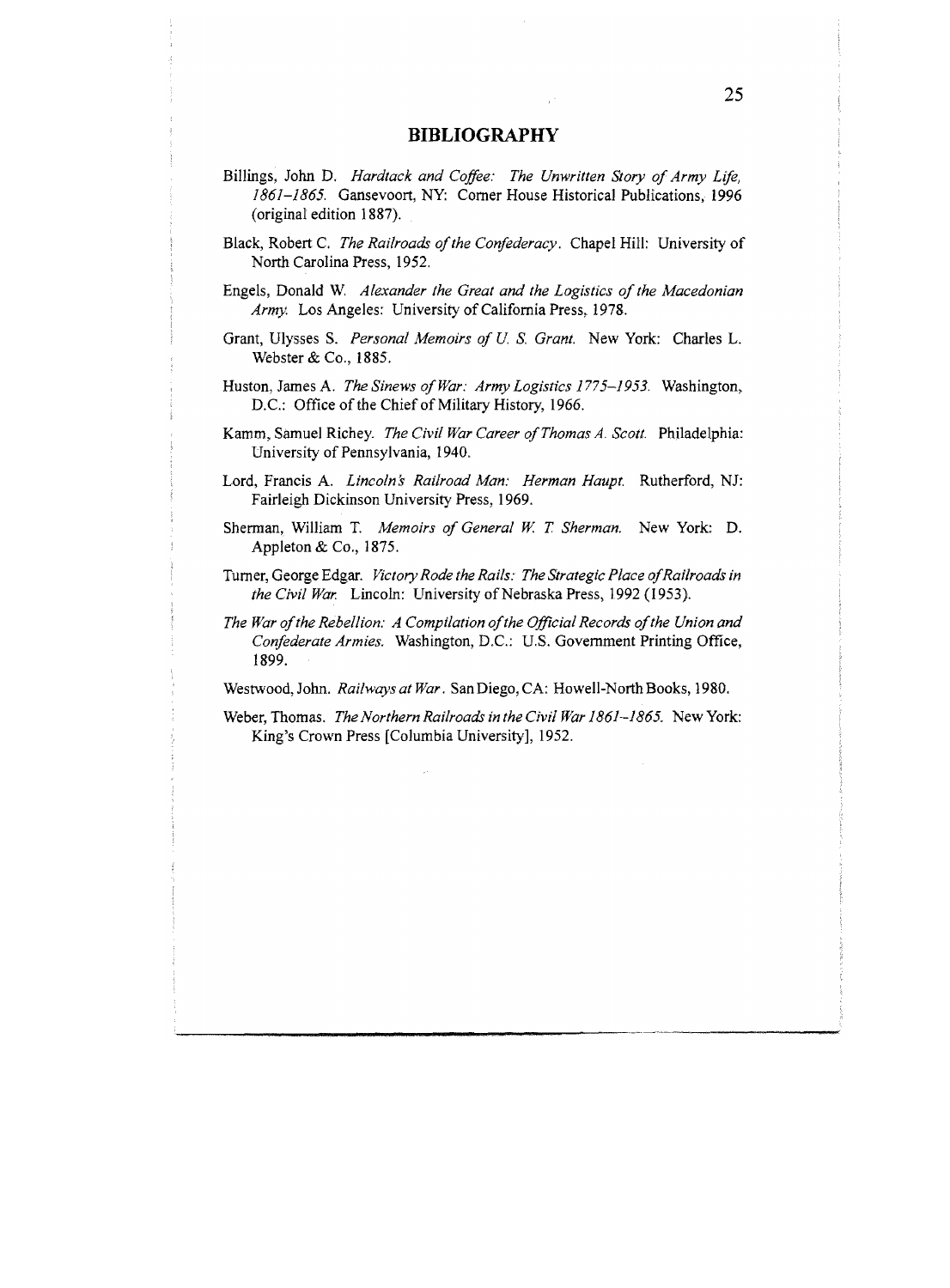# BIBLIOGRAPHY

Billings, John D. *Hardtack and Coffee: The Unwritten Story of Army Life, 1861–1865.* Gansevoort, NY: Corner House Historical Publications, 1996 (original edition 1887).

Black, Robert C. *The Railroads of the Confederacy*. Chapel Hill: University of North Carolina Press, 1952.

Engels, Donald W. *Alexander the Great and the Logistics of the Macedonian Army.* Los Angeles: University of California Press, 1978.

Grant, Ulysses S. *Personal Memoirs of U. S. Grant.* New York: Charles L. Webster & Co., 1885.

Huston, James A. *The Sinews of War: Army Logistics 1775–1953.* Washington, D.C.: Office of the Chief of Military History, 1966.

Kamm, Samuel Richey. *The Civil War Career of Thomas A. Scott.* Philadelphia: University of Pennsylvania, 1940.

Lord, Francis A. *Lincoln's Railroad Man: Herman Haupt.* Rutherford, NJ: Fairleigh Dickinson University Press, 1969.

Sherman, William T. *Memoirs of General W. T. Sherman.* New York: D. Appleton & Co., 1875.

Turner, George Edgar. *Victory Rode the Rails: The Strategic Place of Railroads in the Civil War.* Lincoln: University of Nebraska Press, 1992 (1953).

*The War of the Rebellion: A Compilation of the Official Records of the Union and Confederate Armies.* Washington, D.C.: U.S. Government Printing Office, 1899.

Westwood, John. *Railways at War*. San Diego, CA: Howell-North Books, 1980.

Weber, Thomas. *The Northern Railroads in the Civil War 1861–1865.* New York: King's Crown Press [Columbia University], 1952.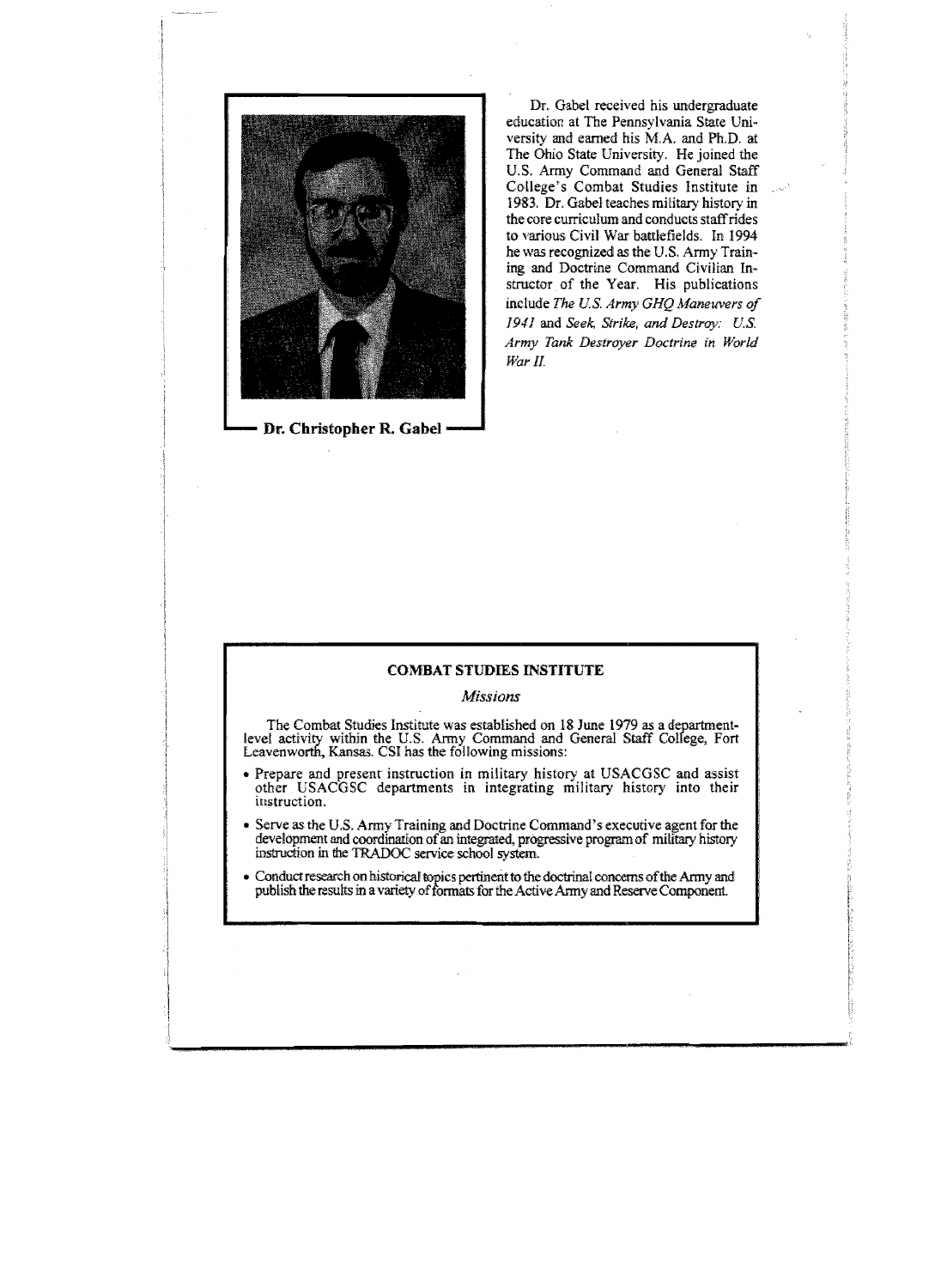**Dr. Christopher R. Gabel**

Dr. Gabel received his undergraduate education at The Pennsylvania State University and earned his M.A. and Ph.D. at The Ohio State University. He joined the U.S. Army Command and General Staff College's Combat Studies Institute in 1983. Dr. Gabel teaches military history in the core curriculum and conducts staff rides to various Civil War battlefields. In 1994 he was recognized as the U.S. Army Training and Doctrine Command Civilian Instructor of the Year. His publications include *The U.S. Army GHQ Maneuvers of 1941* and *Seek, Strike, and Destroy: U.S. Army Tank Destroyer Doctrine in World War II.*

## COMBAT STUDIES INSTITUTE

### *Missions*

The Combat Studies Institute was established on 18 June 1979 as a department-level activity within the U.S. Army Command and General Staff College, Fort Leavenworth, Kansas. CSI has the following missions:

- Prepare and present instruction in military history at USACGSC and assist other USACGSC departments in integrating military history into their instruction.
- Serve as the U.S. Army Training and Doctrine Command's executive agent for the development and coordination of an integrated, progressive program of military history instruction in the TRADOC service school system.
- Conduct research on historical topics pertinent to the doctrinal concerns of the Army and publish the results in a variety of formats for the Active Army and Reserve Component.